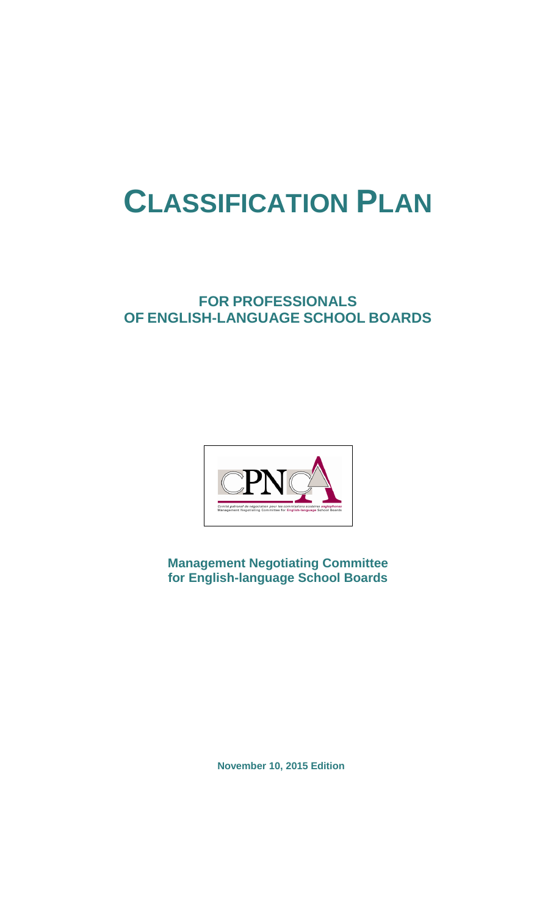# CLASSIFICATION PLAN

## FOR PROFESSIONALS OF ENGLISH-LANGUAGE SCHOOL BOARDS

CPNCA

*Comité patronal de négociation pour les commissions scolaires anglophones*
Management Negotiating Committee for English-language School Boards

**Management Negotiating Committee for English-language School Boards**

**November 10, 2015 Edition**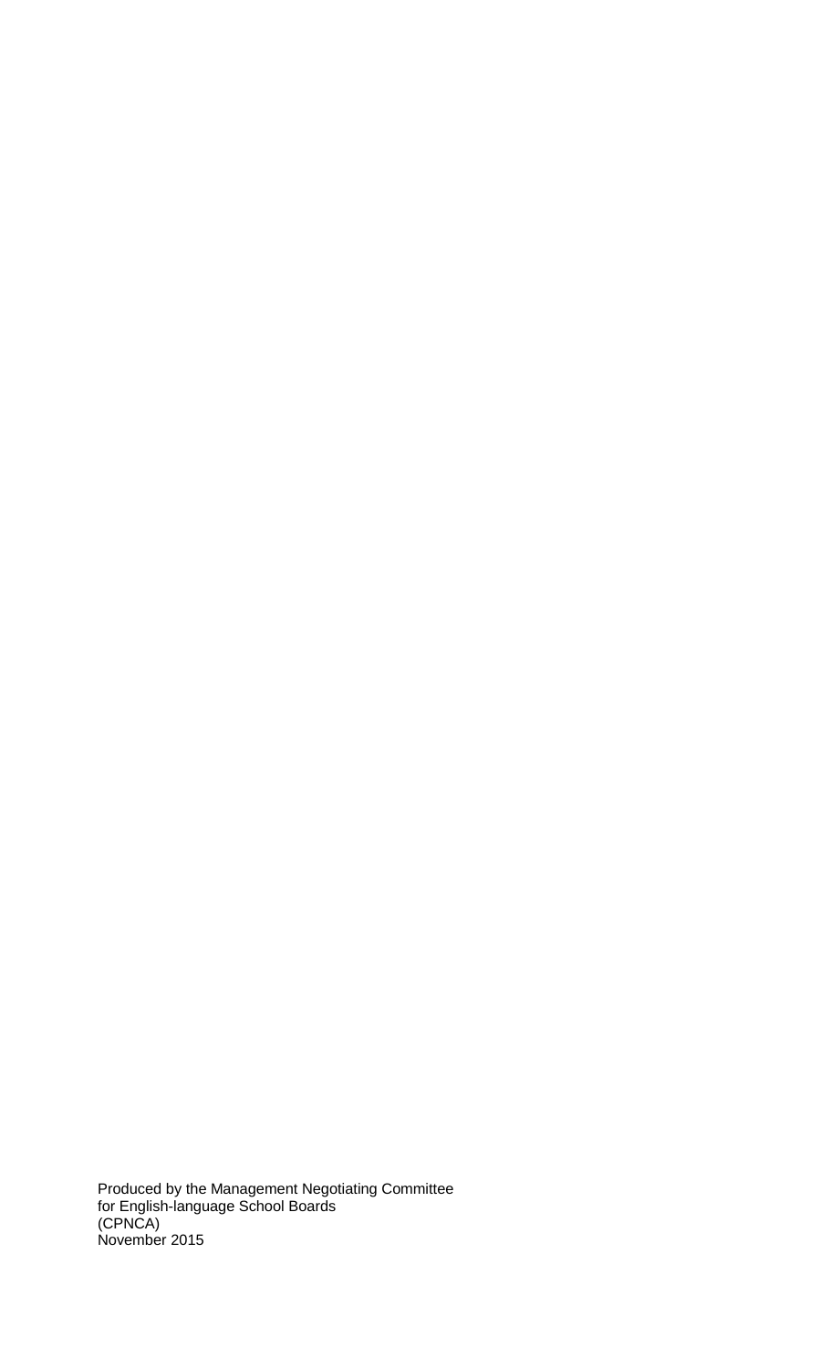Produced by the Management Negotiating Committee
for English-language School Boards
(CPNCA)
November 2015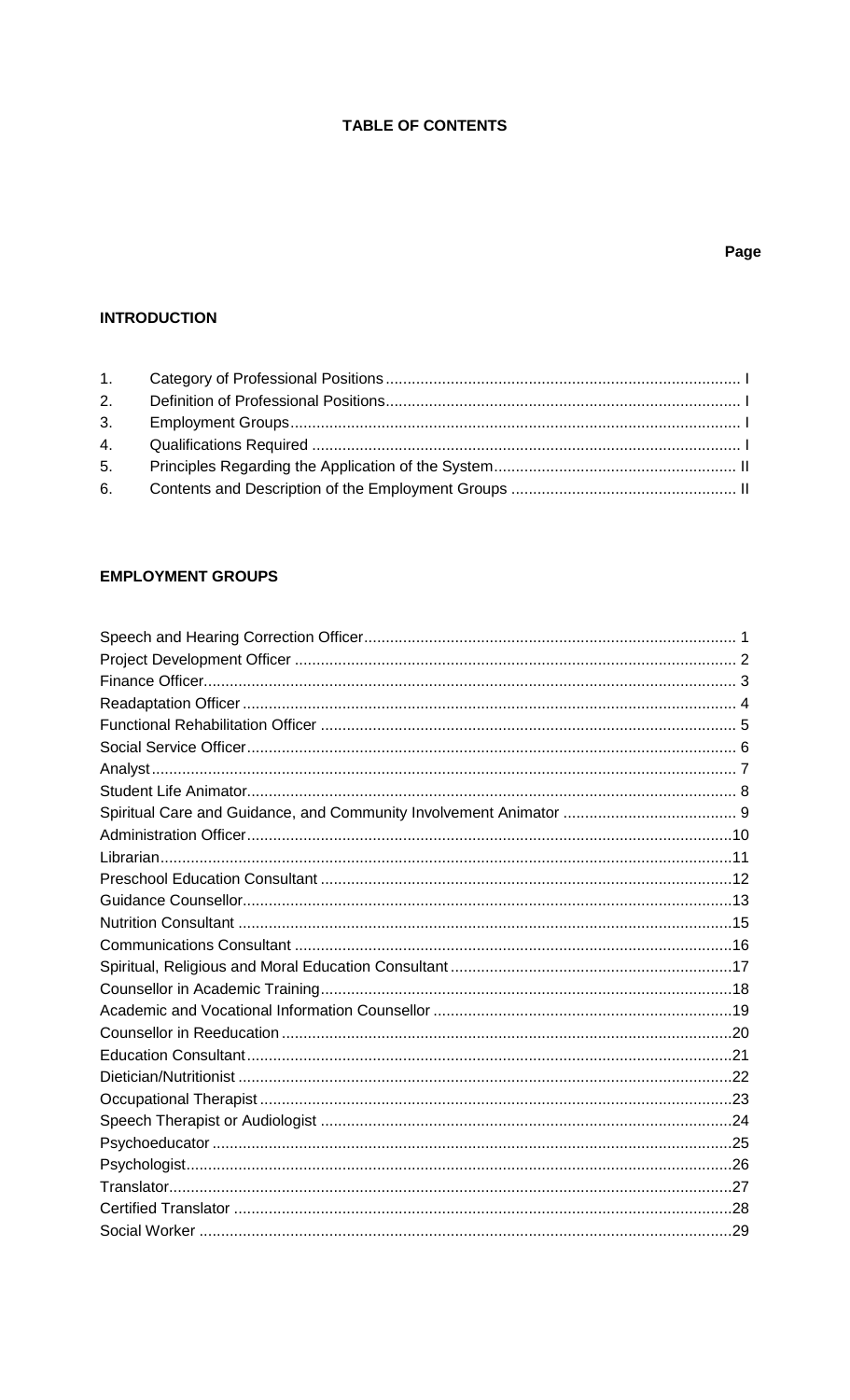# TABLE OF CONTENTS

| | | Page |
|---|---|---|
| **INTRODUCTION** | | |
| 1. | Category of Professional Positions | I |
| 2. | Definition of Professional Positions | I |
| 3. | Employment Groups | I |
| 4. | Qualifications Required | I |
| 5. | Principles Regarding the Application of the System | II |
| 6. | Contents and Description of the Employment Groups | II |

## EMPLOYMENT GROUPS

| | |
|---|---|
| Speech and Hearing Correction Officer | 1 |
| Project Development Officer | 2 |
| Finance Officer | 3 |
| Readaptation Officer | 4 |
| Functional Rehabilitation Officer | 5 |
| Social Service Officer | 6 |
| Analyst | 7 |
| Student Life Animator | 8 |
| Spiritual Care and Guidance, and Community Involvement Animator | 9 |
| Administration Officer | 10 |
| Librarian | 11 |
| Preschool Education Consultant | 12 |
| Guidance Counsellor | 13 |
| Nutrition Consultant | 15 |
| Communications Consultant | 16 |
| Spiritual, Religious and Moral Education Consultant | 17 |
| Counsellor in Academic Training | 18 |
| Academic and Vocational Information Counsellor | 19 |
| Counsellor in Reeducation | 20 |
| Education Consultant | 21 |
| Dietician/Nutritionist | 22 |
| Occupational Therapist | 23 |
| Speech Therapist or Audiologist | 24 |
| Psychoeducator | 25 |
| Psychologist | 26 |
| Translator | 27 |
| Certified Translator | 28 |
| Social Worker | 29 |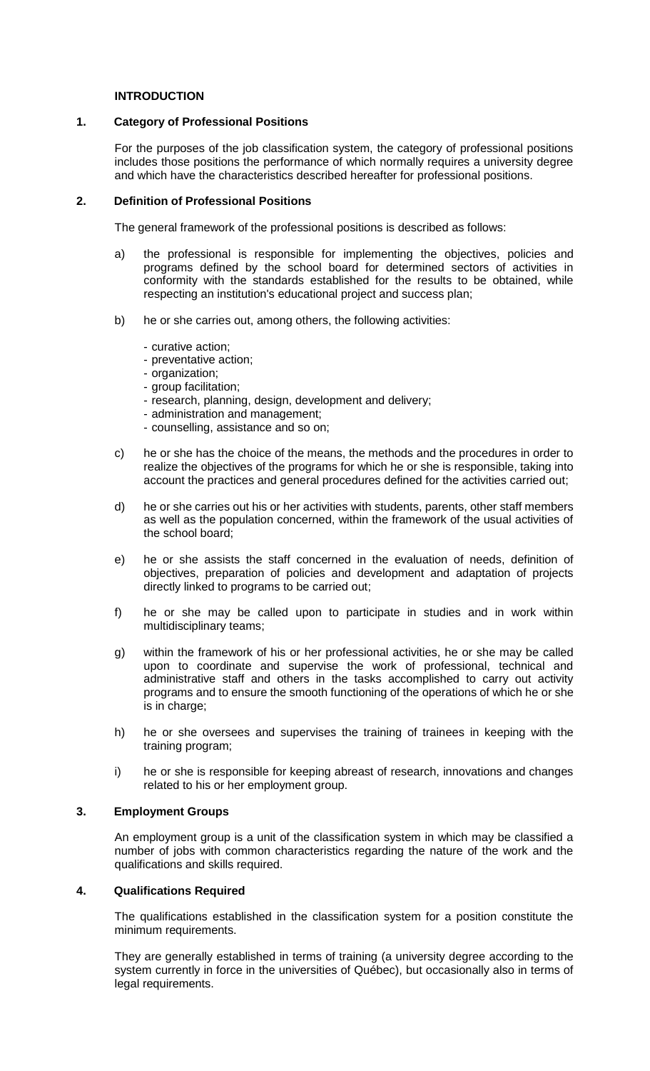## INTRODUCTION

### 1. Category of Professional Positions

For the purposes of the job classification system, the category of professional positions includes those positions the performance of which normally requires a university degree and which have the characteristics described hereafter for professional positions.

### 2. Definition of Professional Positions

The general framework of the professional positions is described as follows:

a) the professional is responsible for implementing the objectives, policies and programs defined by the school board for determined sectors of activities in conformity with the standards established for the results to be obtained, while respecting an institution's educational project and success plan;

b) he or she carries out, among others, the following activities:

- curative action;
- preventative action;
- organization;
- group facilitation;
- research, planning, design, development and delivery;
- administration and management;
- counselling, assistance and so on;

c) he or she has the choice of the means, the methods and the procedures in order to realize the objectives of the programs for which he or she is responsible, taking into account the practices and general procedures defined for the activities carried out;

d) he or she carries out his or her activities with students, parents, other staff members as well as the population concerned, within the framework of the usual activities of the school board;

e) he or she assists the staff concerned in the evaluation of needs, definition of objectives, preparation of policies and development and adaptation of projects directly linked to programs to be carried out;

f) he or she may be called upon to participate in studies and in work within multidisciplinary teams;

g) within the framework of his or her professional activities, he or she may be called upon to coordinate and supervise the work of professional, technical and administrative staff and others in the tasks accomplished to carry out activity programs and to ensure the smooth functioning of the operations of which he or she is in charge;

h) he or she oversees and supervises the training of trainees in keeping with the training program;

i) he or she is responsible for keeping abreast of research, innovations and changes related to his or her employment group.

### 3. Employment Groups

An employment group is a unit of the classification system in which may be classified a number of jobs with common characteristics regarding the nature of the work and the qualifications and skills required.

### 4. Qualifications Required

The qualifications established in the classification system for a position constitute the minimum requirements.

They are generally established in terms of training (a university degree according to the system currently in force in the universities of Québec), but occasionally also in terms of legal requirements.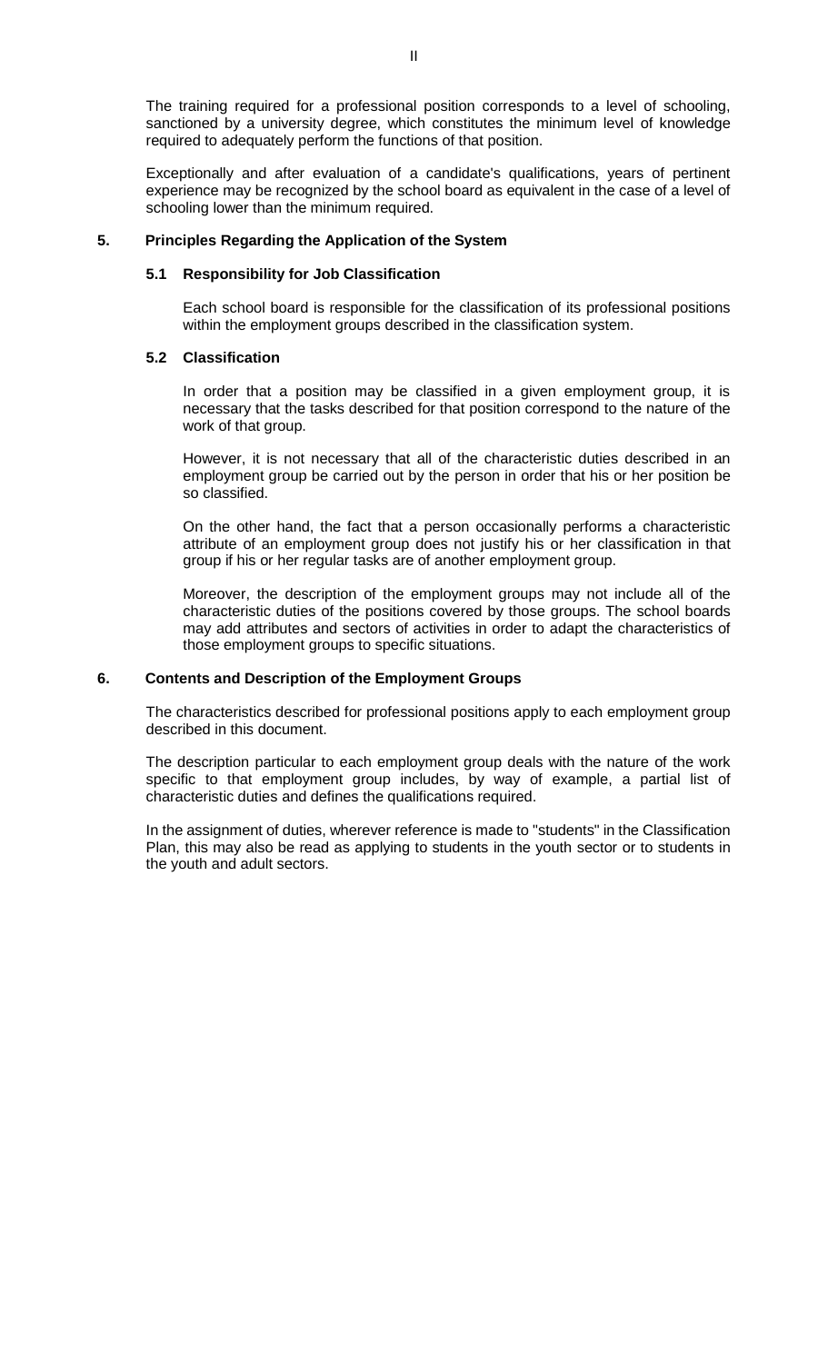The training required for a professional position corresponds to a level of schooling, sanctioned by a university degree, which constitutes the minimum level of knowledge required to adequately perform the functions of that position.

Exceptionally and after evaluation of a candidate's qualifications, years of pertinent experience may be recognized by the school board as equivalent in the case of a level of schooling lower than the minimum required.

## 5. Principles Regarding the Application of the System

### 5.1 Responsibility for Job Classification

Each school board is responsible for the classification of its professional positions within the employment groups described in the classification system.

### 5.2 Classification

In order that a position may be classified in a given employment group, it is necessary that the tasks described for that position correspond to the nature of the work of that group.

However, it is not necessary that all of the characteristic duties described in an employment group be carried out by the person in order that his or her position be so classified.

On the other hand, the fact that a person occasionally performs a characteristic attribute of an employment group does not justify his or her classification in that group if his or her regular tasks are of another employment group.

Moreover, the description of the employment groups may not include all of the characteristic duties of the positions covered by those groups. The school boards may add attributes and sectors of activities in order to adapt the characteristics of those employment groups to specific situations.

## 6. Contents and Description of the Employment Groups

The characteristics described for professional positions apply to each employment group described in this document.

The description particular to each employment group deals with the nature of the work specific to that employment group includes, by way of example, a partial list of characteristic duties and defines the qualifications required.

In the assignment of duties, wherever reference is made to "students" in the Classification Plan, this may also be read as applying to students in the youth sector or to students in the youth and adult sectors.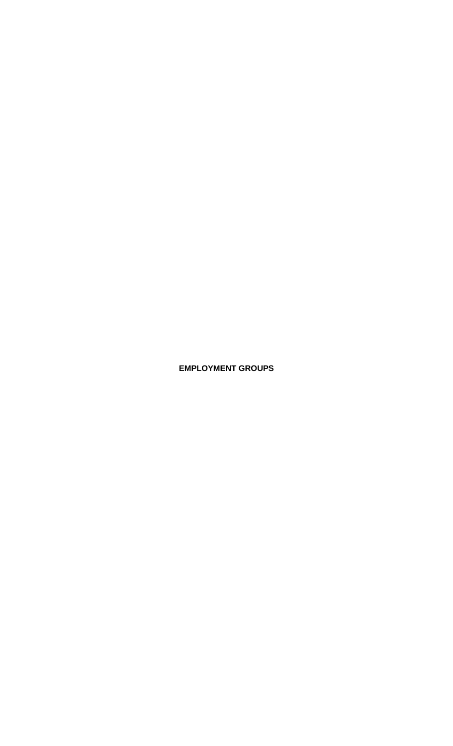# EMPLOYMENT GROUPS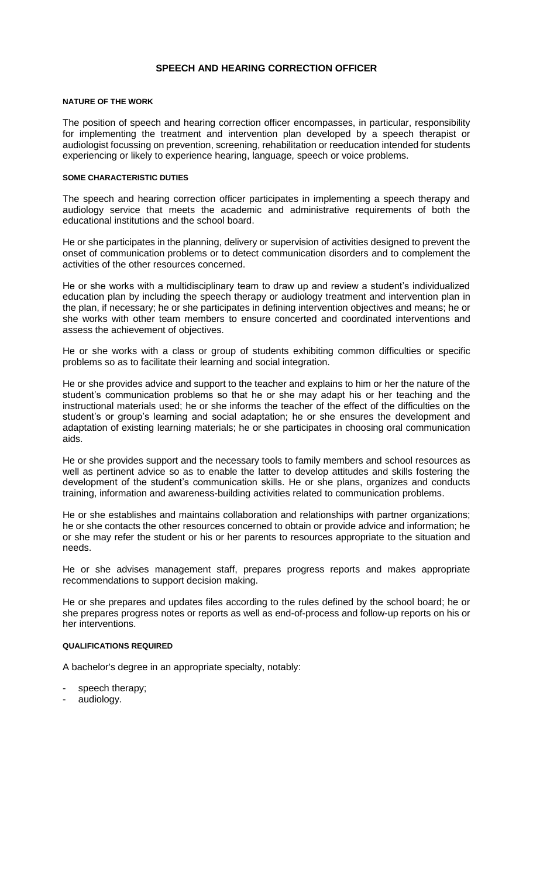# SPEECH AND HEARING CORRECTION OFFICER

## NATURE OF THE WORK

The position of speech and hearing correction officer encompasses, in particular, responsibility for implementing the treatment and intervention plan developed by a speech therapist or audiologist focussing on prevention, screening, rehabilitation or reeducation intended for students experiencing or likely to experience hearing, language, speech or voice problems.

## SOME CHARACTERISTIC DUTIES

The speech and hearing correction officer participates in implementing a speech therapy and audiology service that meets the academic and administrative requirements of both the educational institutions and the school board.

He or she participates in the planning, delivery or supervision of activities designed to prevent the onset of communication problems or to detect communication disorders and to complement the activities of the other resources concerned.

He or she works with a multidisciplinary team to draw up and review a student's individualized education plan by including the speech therapy or audiology treatment and intervention plan in the plan, if necessary; he or she participates in defining intervention objectives and means; he or she works with other team members to ensure concerted and coordinated interventions and assess the achievement of objectives.

He or she works with a class or group of students exhibiting common difficulties or specific problems so as to facilitate their learning and social integration.

He or she provides advice and support to the teacher and explains to him or her the nature of the student's communication problems so that he or she may adapt his or her teaching and the instructional materials used; he or she informs the teacher of the effect of the difficulties on the student's or group's learning and social adaptation; he or she ensures the development and adaptation of existing learning materials; he or she participates in choosing oral communication aids.

He or she provides support and the necessary tools to family members and school resources as well as pertinent advice so as to enable the latter to develop attitudes and skills fostering the development of the student's communication skills. He or she plans, organizes and conducts training, information and awareness-building activities related to communication problems.

He or she establishes and maintains collaboration and relationships with partner organizations; he or she contacts the other resources concerned to obtain or provide advice and information; he or she may refer the student or his or her parents to resources appropriate to the situation and needs.

He or she advises management staff, prepares progress reports and makes appropriate recommendations to support decision making.

He or she prepares and updates files according to the rules defined by the school board; he or she prepares progress notes or reports as well as end-of-process and follow-up reports on his or her interventions.

## QUALIFICATIONS REQUIRED

A bachelor's degree in an appropriate specialty, notably:

- speech therapy;
- audiology.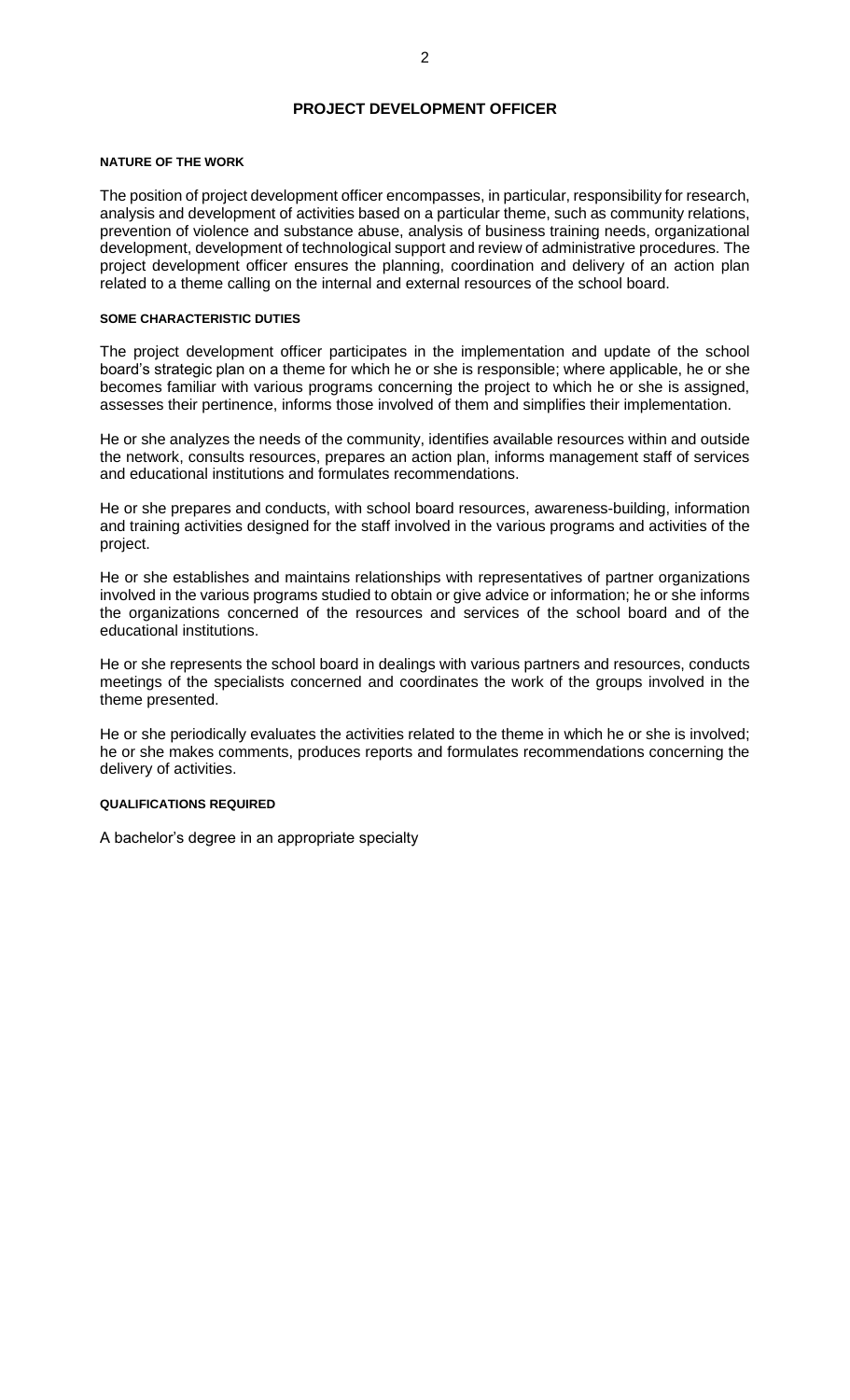## PROJECT DEVELOPMENT OFFICER

#### NATURE OF THE WORK

The position of project development officer encompasses, in particular, responsibility for research, analysis and development of activities based on a particular theme, such as community relations, prevention of violence and substance abuse, analysis of business training needs, organizational development, development of technological support and review of administrative procedures. The project development officer ensures the planning, coordination and delivery of an action plan related to a theme calling on the internal and external resources of the school board.

#### SOME CHARACTERISTIC DUTIES

The project development officer participates in the implementation and update of the school board's strategic plan on a theme for which he or she is responsible; where applicable, he or she becomes familiar with various programs concerning the project to which he or she is assigned, assesses their pertinence, informs those involved of them and simplifies their implementation.

He or she analyzes the needs of the community, identifies available resources within and outside the network, consults resources, prepares an action plan, informs management staff of services and educational institutions and formulates recommendations.

He or she prepares and conducts, with school board resources, awareness-building, information and training activities designed for the staff involved in the various programs and activities of the project.

He or she establishes and maintains relationships with representatives of partner organizations involved in the various programs studied to obtain or give advice or information; he or she informs the organizations concerned of the resources and services of the school board and of the educational institutions.

He or she represents the school board in dealings with various partners and resources, conducts meetings of the specialists concerned and coordinates the work of the groups involved in the theme presented.

He or she periodically evaluates the activities related to the theme in which he or she is involved; he or she makes comments, produces reports and formulates recommendations concerning the delivery of activities.

#### QUALIFICATIONS REQUIRED

A bachelor's degree in an appropriate specialty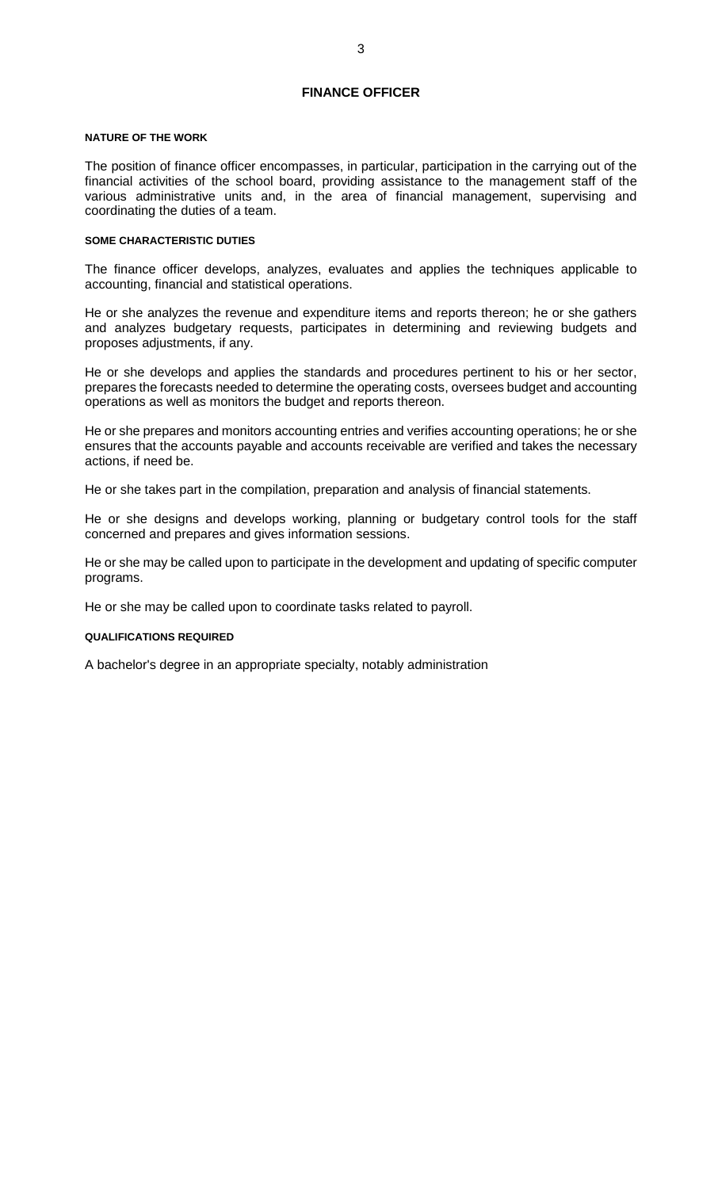## FINANCE OFFICER

#### NATURE OF THE WORK

The position of finance officer encompasses, in particular, participation in the carrying out of the financial activities of the school board, providing assistance to the management staff of the various administrative units and, in the area of financial management, supervising and coordinating the duties of a team.

#### SOME CHARACTERISTIC DUTIES

The finance officer develops, analyzes, evaluates and applies the techniques applicable to accounting, financial and statistical operations.

He or she analyzes the revenue and expenditure items and reports thereon; he or she gathers and analyzes budgetary requests, participates in determining and reviewing budgets and proposes adjustments, if any.

He or she develops and applies the standards and procedures pertinent to his or her sector, prepares the forecasts needed to determine the operating costs, oversees budget and accounting operations as well as monitors the budget and reports thereon.

He or she prepares and monitors accounting entries and verifies accounting operations; he or she ensures that the accounts payable and accounts receivable are verified and takes the necessary actions, if need be.

He or she takes part in the compilation, preparation and analysis of financial statements.

He or she designs and develops working, planning or budgetary control tools for the staff concerned and prepares and gives information sessions.

He or she may be called upon to participate in the development and updating of specific computer programs.

He or she may be called upon to coordinate tasks related to payroll.

#### QUALIFICATIONS REQUIRED

A bachelor's degree in an appropriate specialty, notably administration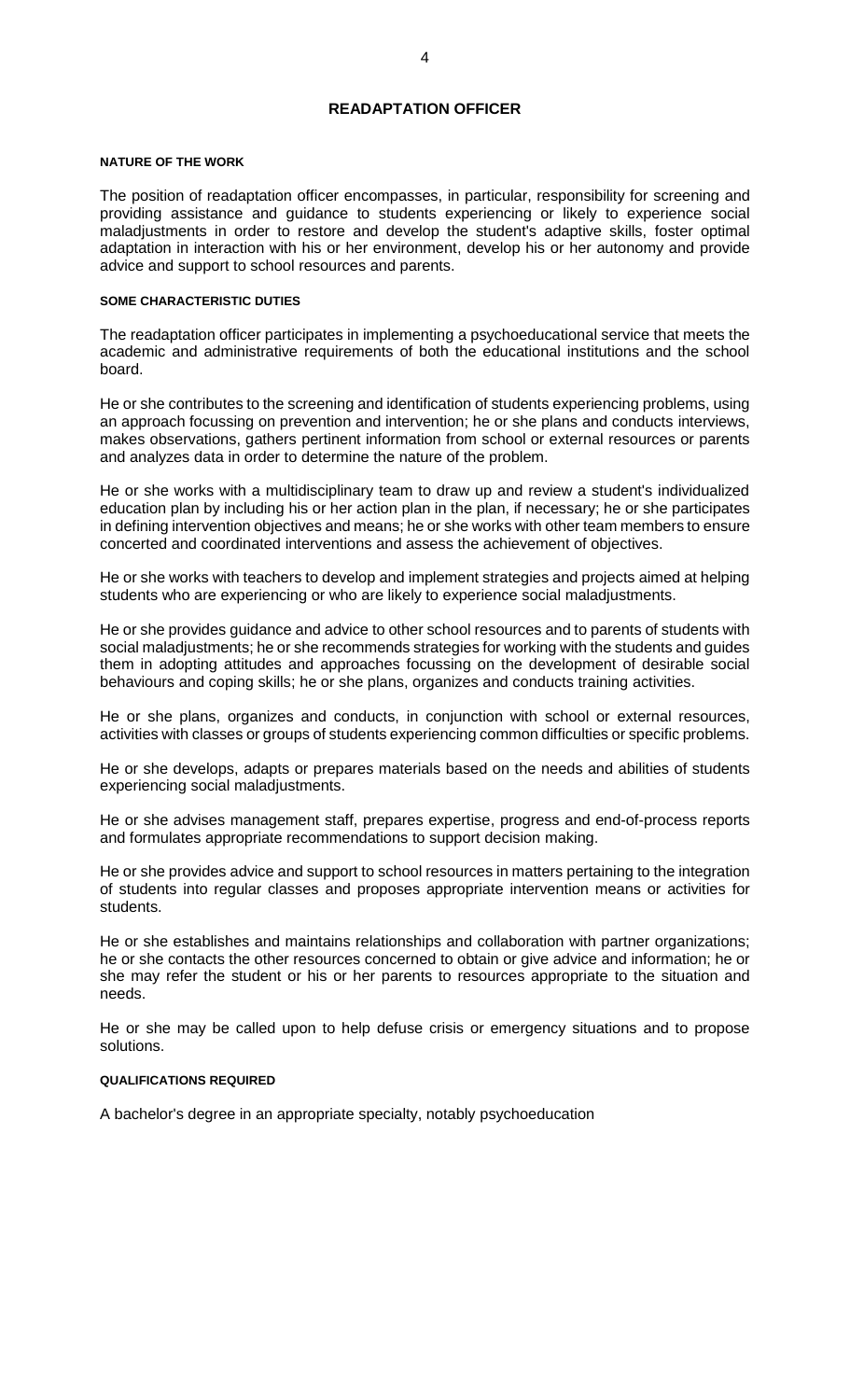## READAPTATION OFFICER

#### NATURE OF THE WORK

The position of readaptation officer encompasses, in particular, responsibility for screening and providing assistance and guidance to students experiencing or likely to experience social maladjustments in order to restore and develop the student's adaptive skills, foster optimal adaptation in interaction with his or her environment, develop his or her autonomy and provide advice and support to school resources and parents.

#### SOME CHARACTERISTIC DUTIES

The readaptation officer participates in implementing a psychoeducational service that meets the academic and administrative requirements of both the educational institutions and the school board.

He or she contributes to the screening and identification of students experiencing problems, using an approach focussing on prevention and intervention; he or she plans and conducts interviews, makes observations, gathers pertinent information from school or external resources or parents and analyzes data in order to determine the nature of the problem.

He or she works with a multidisciplinary team to draw up and review a student's individualized education plan by including his or her action plan in the plan, if necessary; he or she participates in defining intervention objectives and means; he or she works with other team members to ensure concerted and coordinated interventions and assess the achievement of objectives.

He or she works with teachers to develop and implement strategies and projects aimed at helping students who are experiencing or who are likely to experience social maladjustments.

He or she provides guidance and advice to other school resources and to parents of students with social maladjustments; he or she recommends strategies for working with the students and guides them in adopting attitudes and approaches focussing on the development of desirable social behaviours and coping skills; he or she plans, organizes and conducts training activities.

He or she plans, organizes and conducts, in conjunction with school or external resources, activities with classes or groups of students experiencing common difficulties or specific problems.

He or she develops, adapts or prepares materials based on the needs and abilities of students experiencing social maladjustments.

He or she advises management staff, prepares expertise, progress and end-of-process reports and formulates appropriate recommendations to support decision making.

He or she provides advice and support to school resources in matters pertaining to the integration of students into regular classes and proposes appropriate intervention means or activities for students.

He or she establishes and maintains relationships and collaboration with partner organizations; he or she contacts the other resources concerned to obtain or give advice and information; he or she may refer the student or his or her parents to resources appropriate to the situation and needs.

He or she may be called upon to help defuse crisis or emergency situations and to propose solutions.

#### QUALIFICATIONS REQUIRED

A bachelor's degree in an appropriate specialty, notably psychoeducation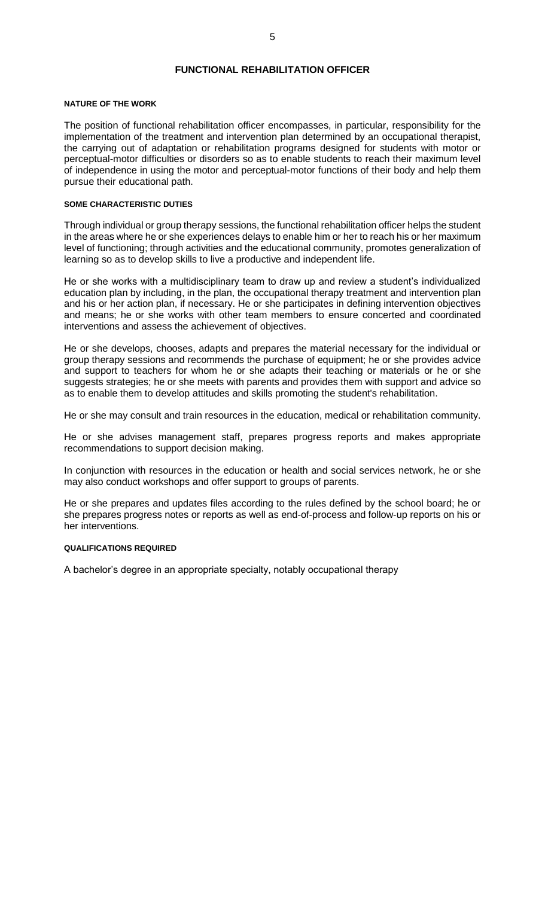# FUNCTIONAL REHABILITATION OFFICER

#### NATURE OF THE WORK

The position of functional rehabilitation officer encompasses, in particular, responsibility for the implementation of the treatment and intervention plan determined by an occupational therapist, the carrying out of adaptation or rehabilitation programs designed for students with motor or perceptual-motor difficulties or disorders so as to enable students to reach their maximum level of independence in using the motor and perceptual-motor functions of their body and help them pursue their educational path.

#### SOME CHARACTERISTIC DUTIES

Through individual or group therapy sessions, the functional rehabilitation officer helps the student in the areas where he or she experiences delays to enable him or her to reach his or her maximum level of functioning; through activities and the educational community, promotes generalization of learning so as to develop skills to live a productive and independent life.

He or she works with a multidisciplinary team to draw up and review a student's individualized education plan by including, in the plan, the occupational therapy treatment and intervention plan and his or her action plan, if necessary. He or she participates in defining intervention objectives and means; he or she works with other team members to ensure concerted and coordinated interventions and assess the achievement of objectives.

He or she develops, chooses, adapts and prepares the material necessary for the individual or group therapy sessions and recommends the purchase of equipment; he or she provides advice and support to teachers for whom he or she adapts their teaching or materials or he or she suggests strategies; he or she meets with parents and provides them with support and advice so as to enable them to develop attitudes and skills promoting the student's rehabilitation.

He or she may consult and train resources in the education, medical or rehabilitation community.

He or she advises management staff, prepares progress reports and makes appropriate recommendations to support decision making.

In conjunction with resources in the education or health and social services network, he or she may also conduct workshops and offer support to groups of parents.

He or she prepares and updates files according to the rules defined by the school board; he or she prepares progress notes or reports as well as end-of-process and follow-up reports on his or her interventions.

#### QUALIFICATIONS REQUIRED

A bachelor's degree in an appropriate specialty, notably occupational therapy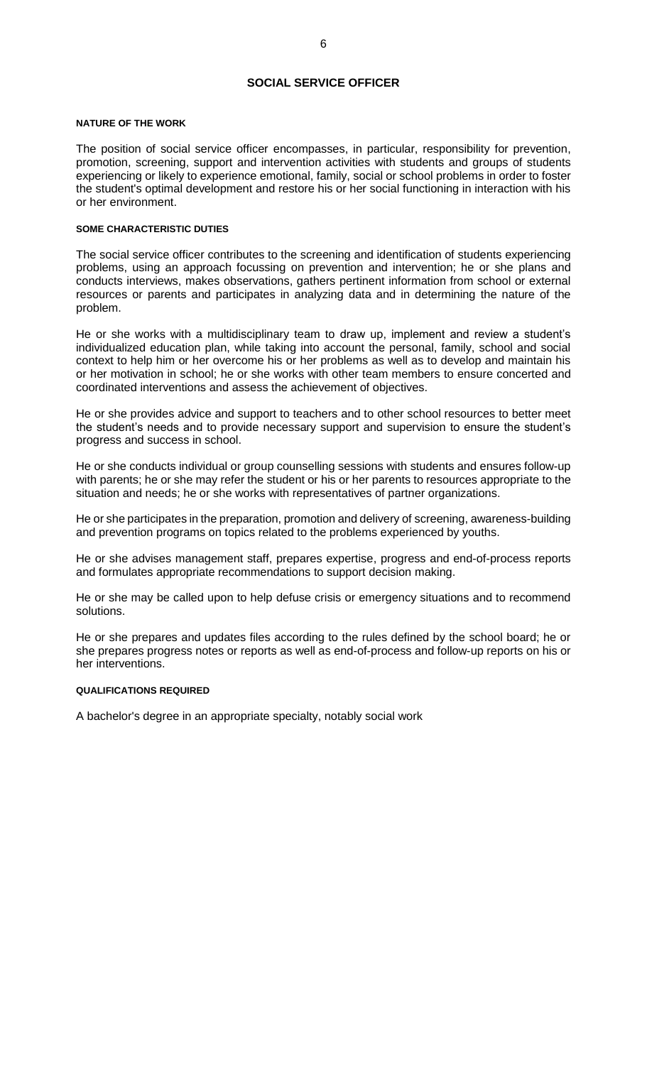# SOCIAL SERVICE OFFICER

#### NATURE OF THE WORK

The position of social service officer encompasses, in particular, responsibility for prevention, promotion, screening, support and intervention activities with students and groups of students experiencing or likely to experience emotional, family, social or school problems in order to foster the student's optimal development and restore his or her social functioning in interaction with his or her environment.

#### SOME CHARACTERISTIC DUTIES

The social service officer contributes to the screening and identification of students experiencing problems, using an approach focussing on prevention and intervention; he or she plans and conducts interviews, makes observations, gathers pertinent information from school or external resources or parents and participates in analyzing data and in determining the nature of the problem.

He or she works with a multidisciplinary team to draw up, implement and review a student's individualized education plan, while taking into account the personal, family, school and social context to help him or her overcome his or her problems as well as to develop and maintain his or her motivation in school; he or she works with other team members to ensure concerted and coordinated interventions and assess the achievement of objectives.

He or she provides advice and support to teachers and to other school resources to better meet the student's needs and to provide necessary support and supervision to ensure the student's progress and success in school.

He or she conducts individual or group counselling sessions with students and ensures follow-up with parents; he or she may refer the student or his or her parents to resources appropriate to the situation and needs; he or she works with representatives of partner organizations.

He or she participates in the preparation, promotion and delivery of screening, awareness-building and prevention programs on topics related to the problems experienced by youths.

He or she advises management staff, prepares expertise, progress and end-of-process reports and formulates appropriate recommendations to support decision making.

He or she may be called upon to help defuse crisis or emergency situations and to recommend solutions.

He or she prepares and updates files according to the rules defined by the school board; he or she prepares progress notes or reports as well as end-of-process and follow-up reports on his or her interventions.

#### QUALIFICATIONS REQUIRED

A bachelor's degree in an appropriate specialty, notably social work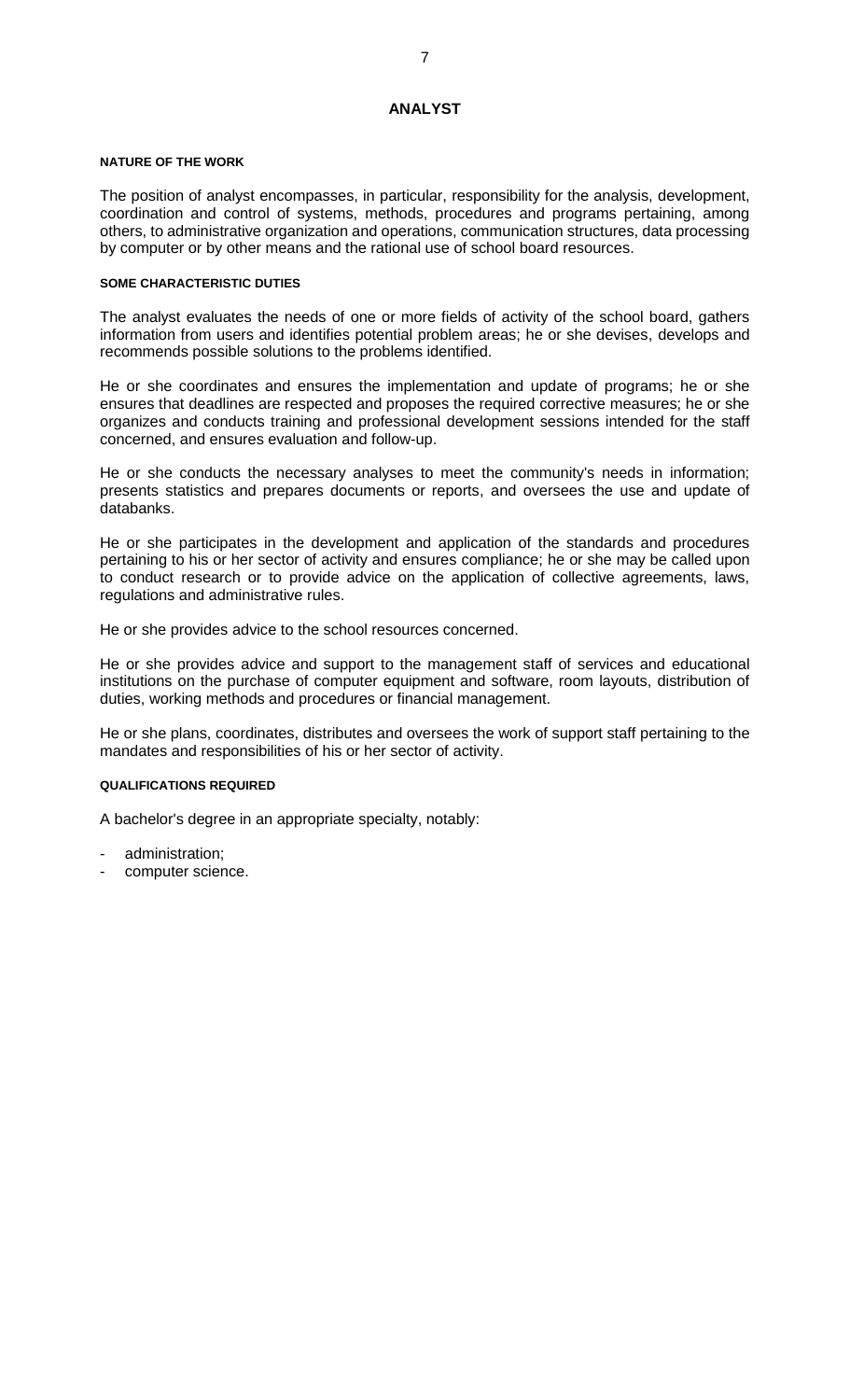# ANALYST

#### NATURE OF THE WORK

The position of analyst encompasses, in particular, responsibility for the analysis, development, coordination and control of systems, methods, procedures and programs pertaining, among others, to administrative organization and operations, communication structures, data processing by computer or by other means and the rational use of school board resources.

#### SOME CHARACTERISTIC DUTIES

The analyst evaluates the needs of one or more fields of activity of the school board, gathers information from users and identifies potential problem areas; he or she devises, develops and recommends possible solutions to the problems identified.

He or she coordinates and ensures the implementation and update of programs; he or she ensures that deadlines are respected and proposes the required corrective measures; he or she organizes and conducts training and professional development sessions intended for the staff concerned, and ensures evaluation and follow-up.

He or she conducts the necessary analyses to meet the community's needs in information; presents statistics and prepares documents or reports, and oversees the use and update of databanks.

He or she participates in the development and application of the standards and procedures pertaining to his or her sector of activity and ensures compliance; he or she may be called upon to conduct research or to provide advice on the application of collective agreements, laws, regulations and administrative rules.

He or she provides advice to the school resources concerned.

He or she provides advice and support to the management staff of services and educational institutions on the purchase of computer equipment and software, room layouts, distribution of duties, working methods and procedures or financial management.

He or she plans, coordinates, distributes and oversees the work of support staff pertaining to the mandates and responsibilities of his or her sector of activity.

#### QUALIFICATIONS REQUIRED

A bachelor's degree in an appropriate specialty, notably:

- administration;
- computer science.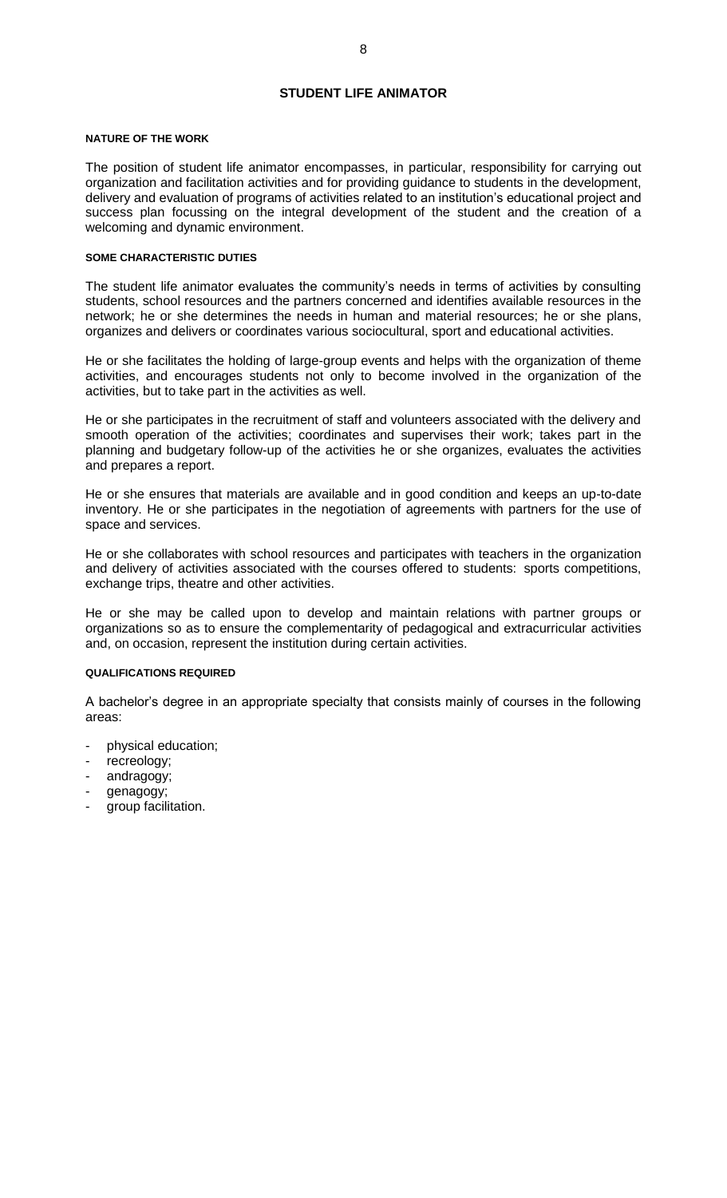# STUDENT LIFE ANIMATOR

#### NATURE OF THE WORK

The position of student life animator encompasses, in particular, responsibility for carrying out organization and facilitation activities and for providing guidance to students in the development, delivery and evaluation of programs of activities related to an institution's educational project and success plan focussing on the integral development of the student and the creation of a welcoming and dynamic environment.

#### SOME CHARACTERISTIC DUTIES

The student life animator evaluates the community's needs in terms of activities by consulting students, school resources and the partners concerned and identifies available resources in the network; he or she determines the needs in human and material resources; he or she plans, organizes and delivers or coordinates various sociocultural, sport and educational activities.

He or she facilitates the holding of large-group events and helps with the organization of theme activities, and encourages students not only to become involved in the organization of the activities, but to take part in the activities as well.

He or she participates in the recruitment of staff and volunteers associated with the delivery and smooth operation of the activities; coordinates and supervises their work; takes part in the planning and budgetary follow-up of the activities he or she organizes, evaluates the activities and prepares a report.

He or she ensures that materials are available and in good condition and keeps an up-to-date inventory. He or she participates in the negotiation of agreements with partners for the use of space and services.

He or she collaborates with school resources and participates with teachers in the organization and delivery of activities associated with the courses offered to students: sports competitions, exchange trips, theatre and other activities.

He or she may be called upon to develop and maintain relations with partner groups or organizations so as to ensure the complementarity of pedagogical and extracurricular activities and, on occasion, represent the institution during certain activities.

#### QUALIFICATIONS REQUIRED

A bachelor's degree in an appropriate specialty that consists mainly of courses in the following areas:

- physical education;
- recreology;
- andragogy;
- genagogy;
- group facilitation.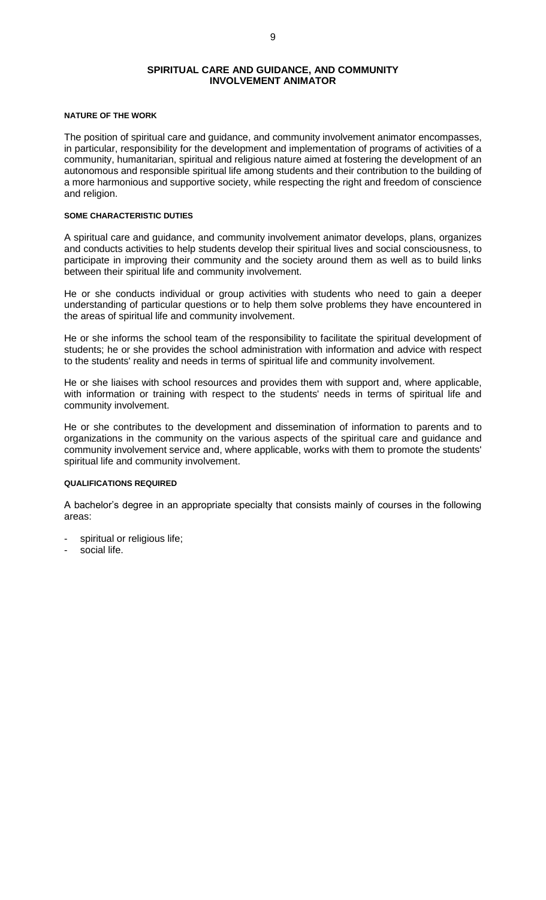# SPIRITUAL CARE AND GUIDANCE, AND COMMUNITY INVOLVEMENT ANIMATOR

## NATURE OF THE WORK

The position of spiritual care and guidance, and community involvement animator encompasses, in particular, responsibility for the development and implementation of programs of activities of a community, humanitarian, spiritual and religious nature aimed at fostering the development of an autonomous and responsible spiritual life among students and their contribution to the building of a more harmonious and supportive society, while respecting the right and freedom of conscience and religion.

## SOME CHARACTERISTIC DUTIES

A spiritual care and guidance, and community involvement animator develops, plans, organizes and conducts activities to help students develop their spiritual lives and social consciousness, to participate in improving their community and the society around them as well as to build links between their spiritual life and community involvement.

He or she conducts individual or group activities with students who need to gain a deeper understanding of particular questions or to help them solve problems they have encountered in the areas of spiritual life and community involvement.

He or she informs the school team of the responsibility to facilitate the spiritual development of students; he or she provides the school administration with information and advice with respect to the students' reality and needs in terms of spiritual life and community involvement.

He or she liaises with school resources and provides them with support and, where applicable, with information or training with respect to the students' needs in terms of spiritual life and community involvement.

He or she contributes to the development and dissemination of information to parents and to organizations in the community on the various aspects of the spiritual care and guidance and community involvement service and, where applicable, works with them to promote the students' spiritual life and community involvement.

## QUALIFICATIONS REQUIRED

A bachelor's degree in an appropriate specialty that consists mainly of courses in the following areas:

- spiritual or religious life;
- social life.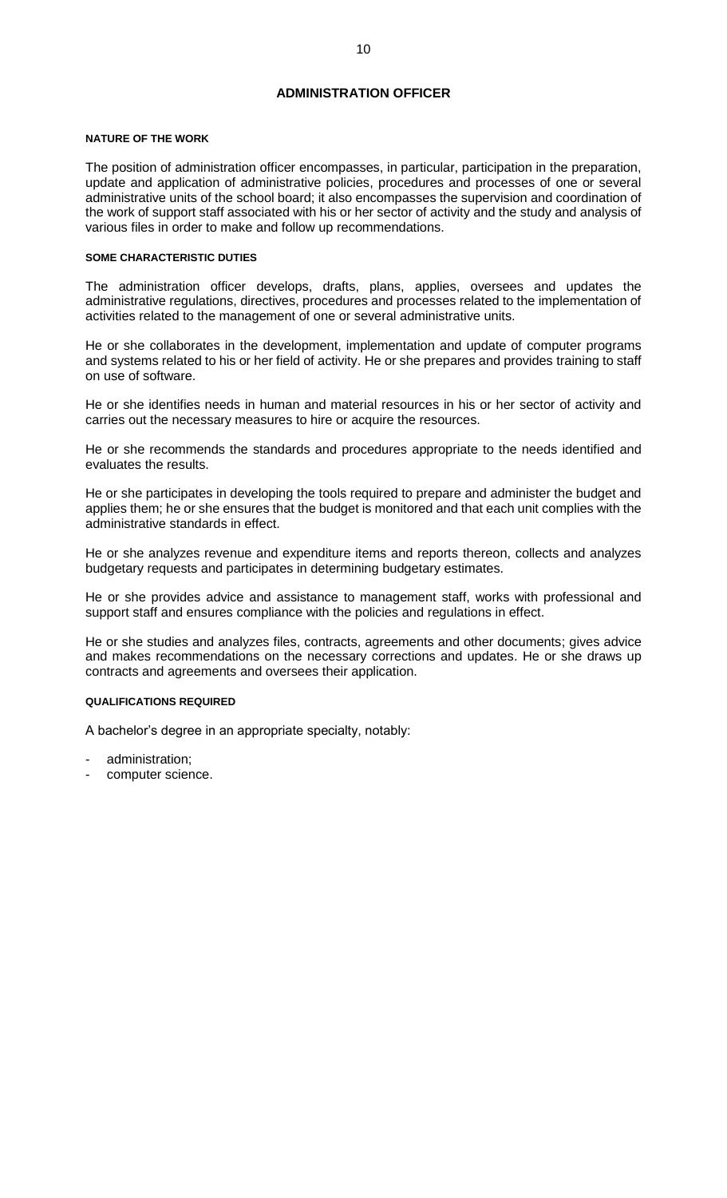# ADMINISTRATION OFFICER

#### NATURE OF THE WORK

The position of administration officer encompasses, in particular, participation in the preparation, update and application of administrative policies, procedures and processes of one or several administrative units of the school board; it also encompasses the supervision and coordination of the work of support staff associated with his or her sector of activity and the study and analysis of various files in order to make and follow up recommendations.

#### SOME CHARACTERISTIC DUTIES

The administration officer develops, drafts, plans, applies, oversees and updates the administrative regulations, directives, procedures and processes related to the implementation of activities related to the management of one or several administrative units.

He or she collaborates in the development, implementation and update of computer programs and systems related to his or her field of activity. He or she prepares and provides training to staff on use of software.

He or she identifies needs in human and material resources in his or her sector of activity and carries out the necessary measures to hire or acquire the resources.

He or she recommends the standards and procedures appropriate to the needs identified and evaluates the results.

He or she participates in developing the tools required to prepare and administer the budget and applies them; he or she ensures that the budget is monitored and that each unit complies with the administrative standards in effect.

He or she analyzes revenue and expenditure items and reports thereon, collects and analyzes budgetary requests and participates in determining budgetary estimates.

He or she provides advice and assistance to management staff, works with professional and support staff and ensures compliance with the policies and regulations in effect.

He or she studies and analyzes files, contracts, agreements and other documents; gives advice and makes recommendations on the necessary corrections and updates. He or she draws up contracts and agreements and oversees their application.

#### QUALIFICATIONS REQUIRED

A bachelor's degree in an appropriate specialty, notably:

- administration;
- computer science.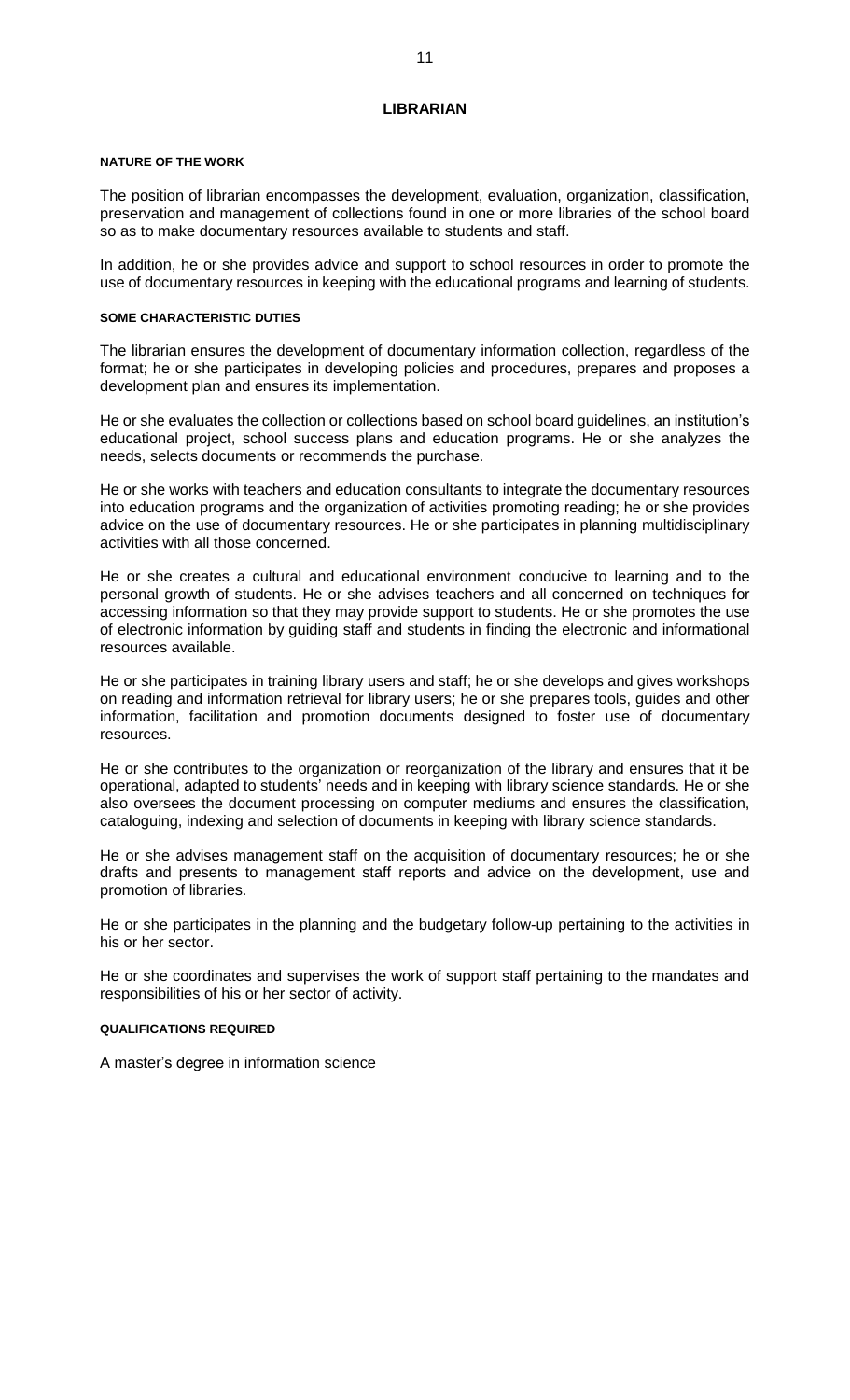# LIBRARIAN

#### NATURE OF THE WORK

The position of librarian encompasses the development, evaluation, organization, classification, preservation and management of collections found in one or more libraries of the school board so as to make documentary resources available to students and staff.

In addition, he or she provides advice and support to school resources in order to promote the use of documentary resources in keeping with the educational programs and learning of students.

#### SOME CHARACTERISTIC DUTIES

The librarian ensures the development of documentary information collection, regardless of the format; he or she participates in developing policies and procedures, prepares and proposes a development plan and ensures its implementation.

He or she evaluates the collection or collections based on school board guidelines, an institution's educational project, school success plans and education programs. He or she analyzes the needs, selects documents or recommends the purchase.

He or she works with teachers and education consultants to integrate the documentary resources into education programs and the organization of activities promoting reading; he or she provides advice on the use of documentary resources. He or she participates in planning multidisciplinary activities with all those concerned.

He or she creates a cultural and educational environment conducive to learning and to the personal growth of students. He or she advises teachers and all concerned on techniques for accessing information so that they may provide support to students. He or she promotes the use of electronic information by guiding staff and students in finding the electronic and informational resources available.

He or she participates in training library users and staff; he or she develops and gives workshops on reading and information retrieval for library users; he or she prepares tools, guides and other information, facilitation and promotion documents designed to foster use of documentary resources.

He or she contributes to the organization or reorganization of the library and ensures that it be operational, adapted to students' needs and in keeping with library science standards. He or she also oversees the document processing on computer mediums and ensures the classification, cataloguing, indexing and selection of documents in keeping with library science standards.

He or she advises management staff on the acquisition of documentary resources; he or she drafts and presents to management staff reports and advice on the development, use and promotion of libraries.

He or she participates in the planning and the budgetary follow-up pertaining to the activities in his or her sector.

He or she coordinates and supervises the work of support staff pertaining to the mandates and responsibilities of his or her sector of activity.

#### QUALIFICATIONS REQUIRED

A master's degree in information science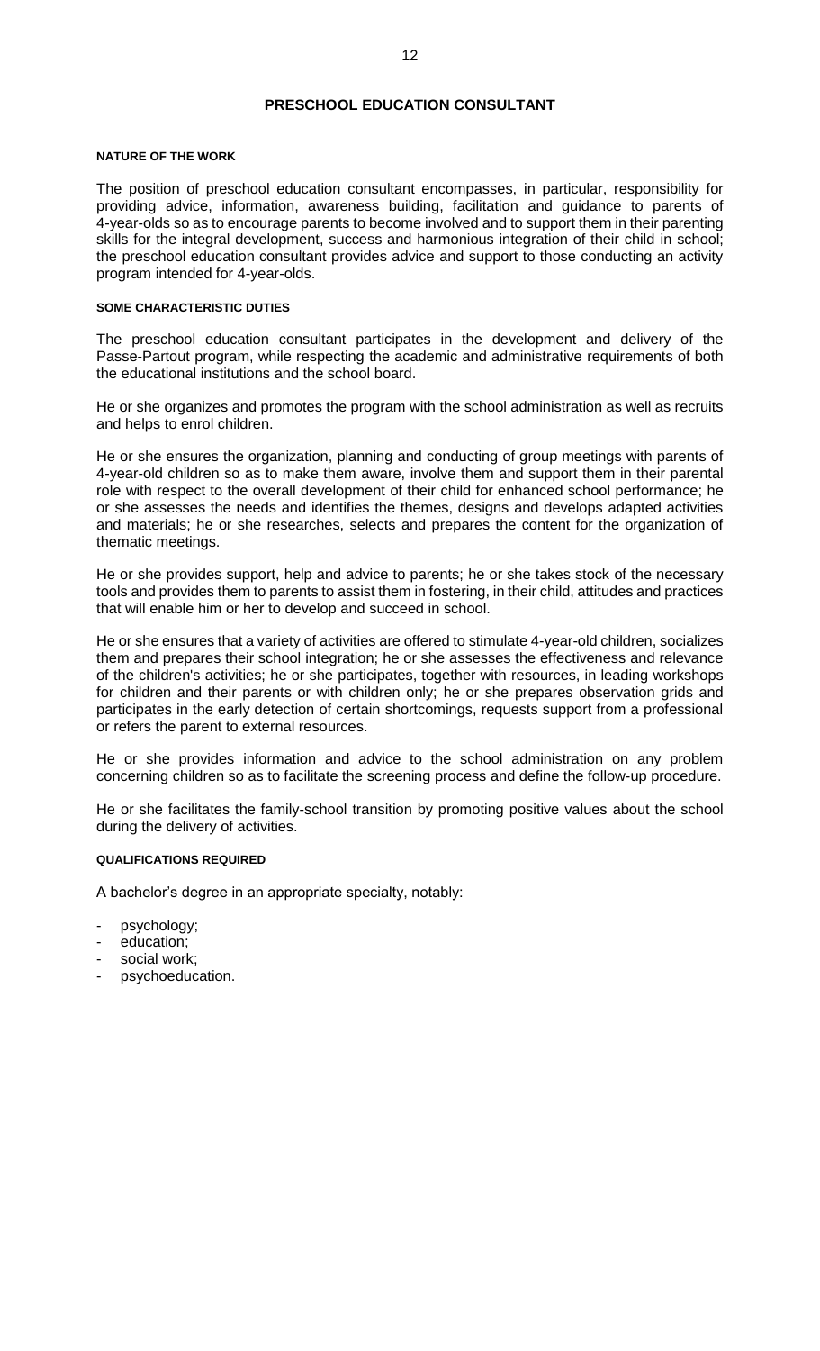# PRESCHOOL EDUCATION CONSULTANT

#### NATURE OF THE WORK

The position of preschool education consultant encompasses, in particular, responsibility for providing advice, information, awareness building, facilitation and guidance to parents of 4-year-olds so as to encourage parents to become involved and to support them in their parenting skills for the integral development, success and harmonious integration of their child in school; the preschool education consultant provides advice and support to those conducting an activity program intended for 4-year-olds.

#### SOME CHARACTERISTIC DUTIES

The preschool education consultant participates in the development and delivery of the Passe-Partout program, while respecting the academic and administrative requirements of both the educational institutions and the school board.

He or she organizes and promotes the program with the school administration as well as recruits and helps to enrol children.

He or she ensures the organization, planning and conducting of group meetings with parents of 4-year-old children so as to make them aware, involve them and support them in their parental role with respect to the overall development of their child for enhanced school performance; he or she assesses the needs and identifies the themes, designs and develops adapted activities and materials; he or she researches, selects and prepares the content for the organization of thematic meetings.

He or she provides support, help and advice to parents; he or she takes stock of the necessary tools and provides them to parents to assist them in fostering, in their child, attitudes and practices that will enable him or her to develop and succeed in school.

He or she ensures that a variety of activities are offered to stimulate 4-year-old children, socializes them and prepares their school integration; he or she assesses the effectiveness and relevance of the children's activities; he or she participates, together with resources, in leading workshops for children and their parents or with children only; he or she prepares observation grids and participates in the early detection of certain shortcomings, requests support from a professional or refers the parent to external resources.

He or she provides information and advice to the school administration on any problem concerning children so as to facilitate the screening process and define the follow-up procedure.

He or she facilitates the family-school transition by promoting positive values about the school during the delivery of activities.

#### QUALIFICATIONS REQUIRED

A bachelor's degree in an appropriate specialty, notably:

- psychology;
- education;
- social work;
- psychoeducation.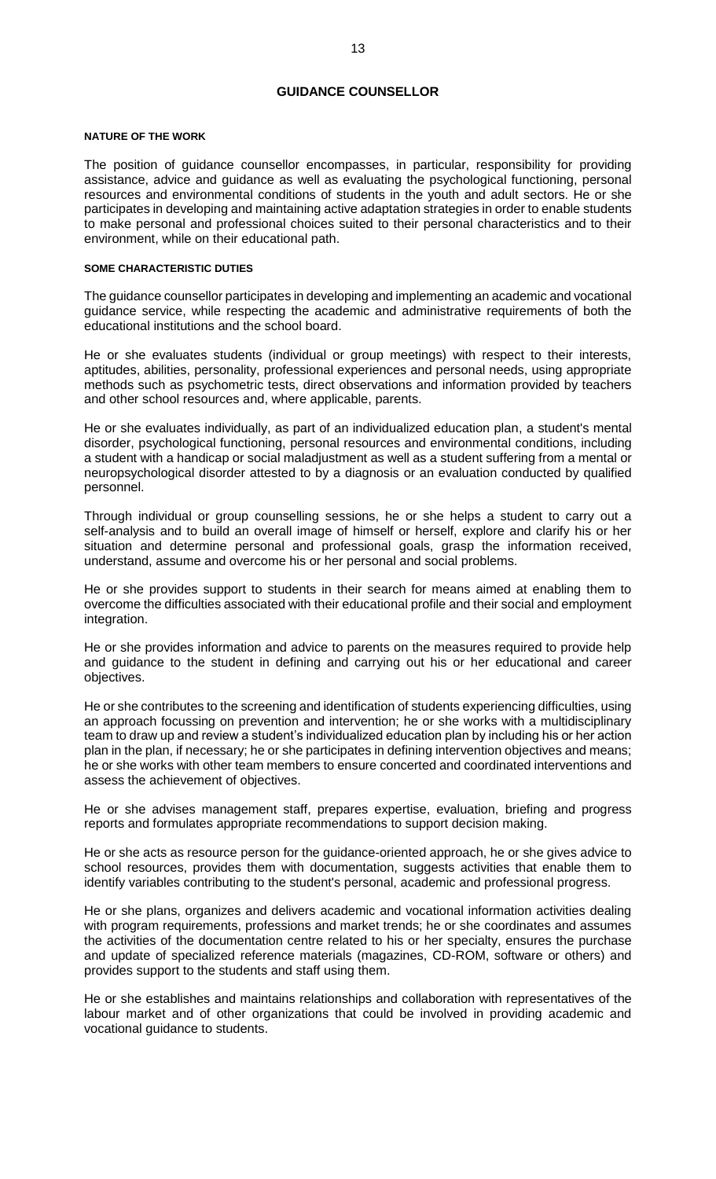## GUIDANCE COUNSELLOR

#### NATURE OF THE WORK

The position of guidance counsellor encompasses, in particular, responsibility for providing assistance, advice and guidance as well as evaluating the psychological functioning, personal resources and environmental conditions of students in the youth and adult sectors. He or she participates in developing and maintaining active adaptation strategies in order to enable students to make personal and professional choices suited to their personal characteristics and to their environment, while on their educational path.

#### SOME CHARACTERISTIC DUTIES

The guidance counsellor participates in developing and implementing an academic and vocational guidance service, while respecting the academic and administrative requirements of both the educational institutions and the school board.

He or she evaluates students (individual or group meetings) with respect to their interests, aptitudes, abilities, personality, professional experiences and personal needs, using appropriate methods such as psychometric tests, direct observations and information provided by teachers and other school resources and, where applicable, parents.

He or she evaluates individually, as part of an individualized education plan, a student's mental disorder, psychological functioning, personal resources and environmental conditions, including a student with a handicap or social maladjustment as well as a student suffering from a mental or neuropsychological disorder attested to by a diagnosis or an evaluation conducted by qualified personnel.

Through individual or group counselling sessions, he or she helps a student to carry out a self-analysis and to build an overall image of himself or herself, explore and clarify his or her situation and determine personal and professional goals, grasp the information received, understand, assume and overcome his or her personal and social problems.

He or she provides support to students in their search for means aimed at enabling them to overcome the difficulties associated with their educational profile and their social and employment integration.

He or she provides information and advice to parents on the measures required to provide help and guidance to the student in defining and carrying out his or her educational and career objectives.

He or she contributes to the screening and identification of students experiencing difficulties, using an approach focussing on prevention and intervention; he or she works with a multidisciplinary team to draw up and review a student's individualized education plan by including his or her action plan in the plan, if necessary; he or she participates in defining intervention objectives and means; he or she works with other team members to ensure concerted and coordinated interventions and assess the achievement of objectives.

He or she advises management staff, prepares expertise, evaluation, briefing and progress reports and formulates appropriate recommendations to support decision making.

He or she acts as resource person for the guidance-oriented approach, he or she gives advice to school resources, provides them with documentation, suggests activities that enable them to identify variables contributing to the student's personal, academic and professional progress.

He or she plans, organizes and delivers academic and vocational information activities dealing with program requirements, professions and market trends; he or she coordinates and assumes the activities of the documentation centre related to his or her specialty, ensures the purchase and update of specialized reference materials (magazines, CD-ROM, software or others) and provides support to the students and staff using them.

He or she establishes and maintains relationships and collaboration with representatives of the labour market and of other organizations that could be involved in providing academic and vocational guidance to students.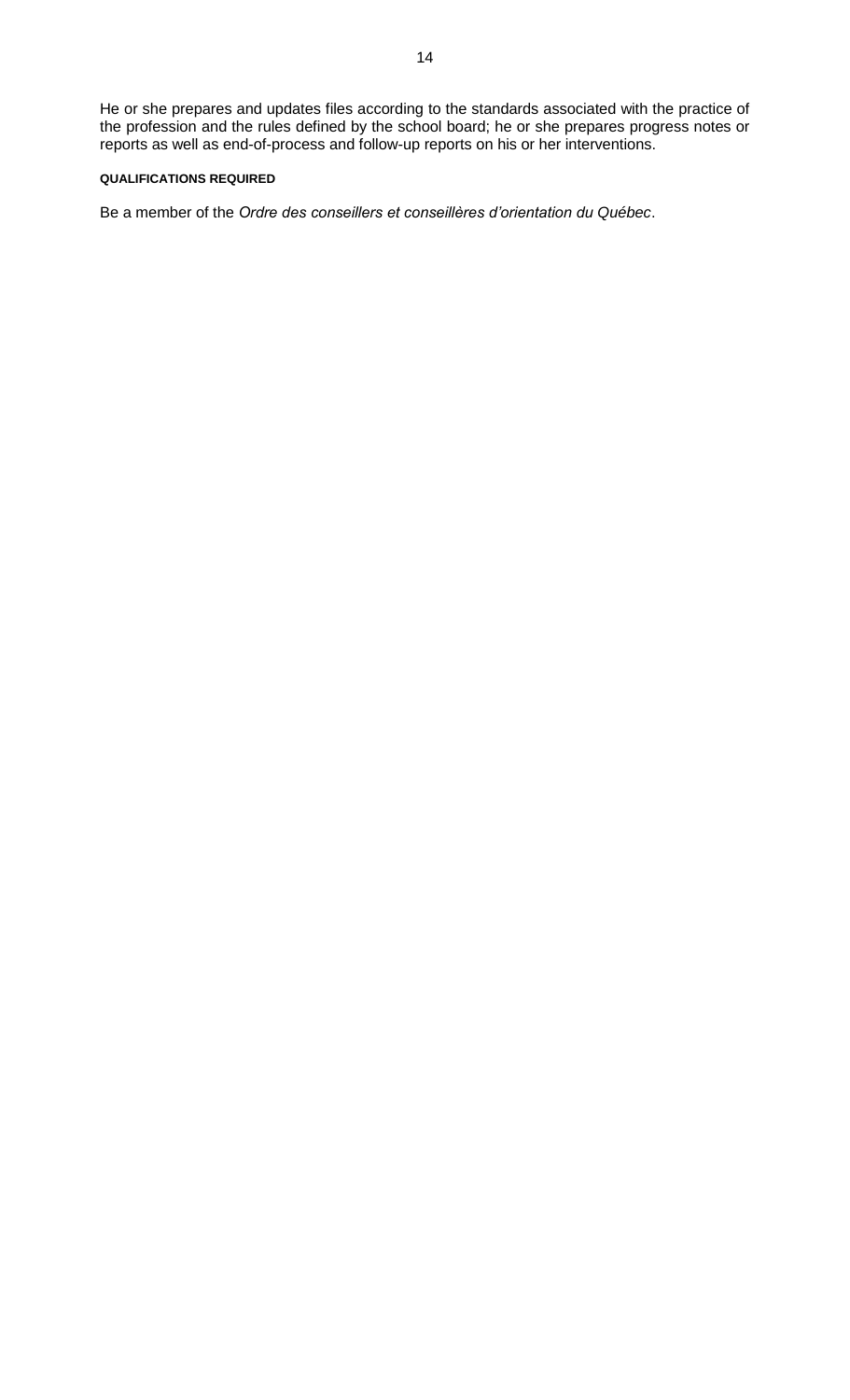He or she prepares and updates files according to the standards associated with the practice of the profession and the rules defined by the school board; he or she prepares progress notes or reports as well as end-of-process and follow-up reports on his or her interventions.

#### QUALIFICATIONS REQUIRED

Be a member of the *Ordre des conseillers et conseillères d'orientation du Québec*.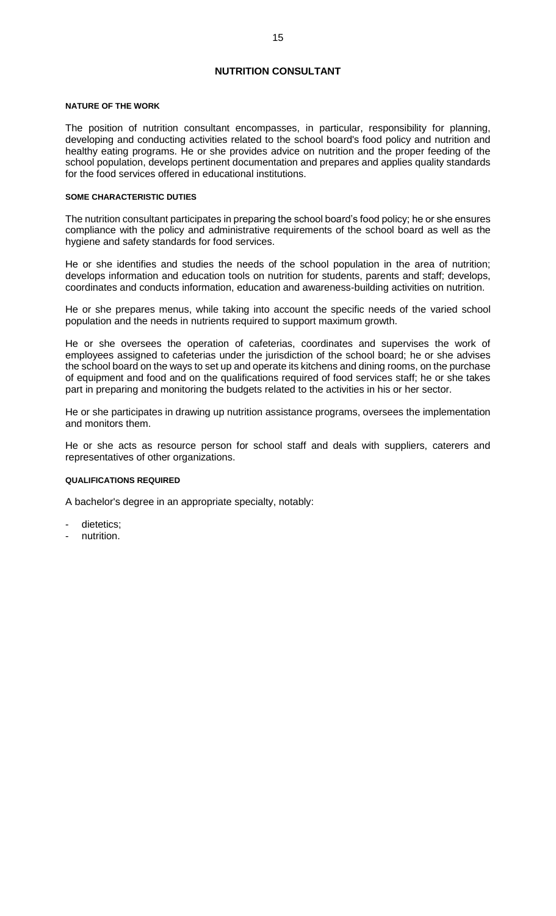# NUTRITION CONSULTANT

#### NATURE OF THE WORK

The position of nutrition consultant encompasses, in particular, responsibility for planning, developing and conducting activities related to the school board's food policy and nutrition and healthy eating programs. He or she provides advice on nutrition and the proper feeding of the school population, develops pertinent documentation and prepares and applies quality standards for the food services offered in educational institutions.

#### SOME CHARACTERISTIC DUTIES

The nutrition consultant participates in preparing the school board's food policy; he or she ensures compliance with the policy and administrative requirements of the school board as well as the hygiene and safety standards for food services.

He or she identifies and studies the needs of the school population in the area of nutrition; develops information and education tools on nutrition for students, parents and staff; develops, coordinates and conducts information, education and awareness-building activities on nutrition.

He or she prepares menus, while taking into account the specific needs of the varied school population and the needs in nutrients required to support maximum growth.

He or she oversees the operation of cafeterias, coordinates and supervises the work of employees assigned to cafeterias under the jurisdiction of the school board; he or she advises the school board on the ways to set up and operate its kitchens and dining rooms, on the purchase of equipment and food and on the qualifications required of food services staff; he or she takes part in preparing and monitoring the budgets related to the activities in his or her sector.

He or she participates in drawing up nutrition assistance programs, oversees the implementation and monitors them.

He or she acts as resource person for school staff and deals with suppliers, caterers and representatives of other organizations.

#### QUALIFICATIONS REQUIRED

A bachelor's degree in an appropriate specialty, notably:

- dietetics;
- nutrition.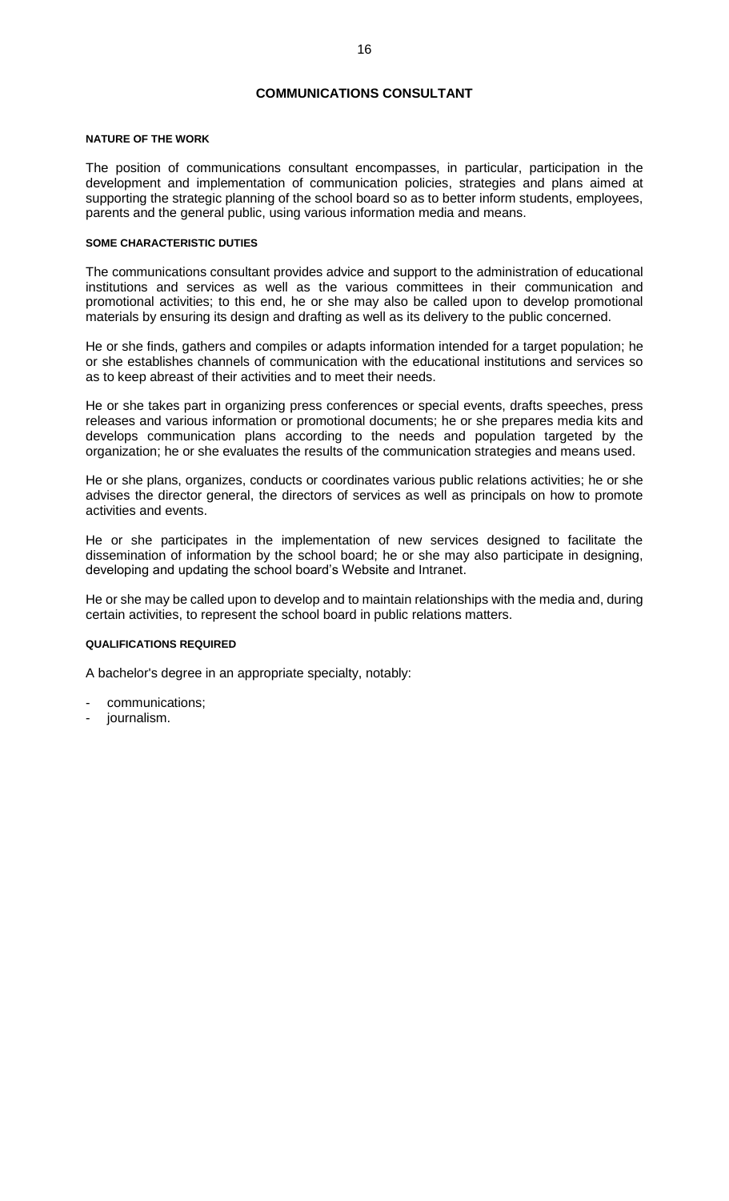## COMMUNICATIONS CONSULTANT

#### NATURE OF THE WORK

The position of communications consultant encompasses, in particular, participation in the development and implementation of communication policies, strategies and plans aimed at supporting the strategic planning of the school board so as to better inform students, employees, parents and the general public, using various information media and means.

#### SOME CHARACTERISTIC DUTIES

The communications consultant provides advice and support to the administration of educational institutions and services as well as the various committees in their communication and promotional activities; to this end, he or she may also be called upon to develop promotional materials by ensuring its design and drafting as well as its delivery to the public concerned.

He or she finds, gathers and compiles or adapts information intended for a target population; he or she establishes channels of communication with the educational institutions and services so as to keep abreast of their activities and to meet their needs.

He or she takes part in organizing press conferences or special events, drafts speeches, press releases and various information or promotional documents; he or she prepares media kits and develops communication plans according to the needs and population targeted by the organization; he or she evaluates the results of the communication strategies and means used.

He or she plans, organizes, conducts or coordinates various public relations activities; he or she advises the director general, the directors of services as well as principals on how to promote activities and events.

He or she participates in the implementation of new services designed to facilitate the dissemination of information by the school board; he or she may also participate in designing, developing and updating the school board's Website and Intranet.

He or she may be called upon to develop and to maintain relationships with the media and, during certain activities, to represent the school board in public relations matters.

#### QUALIFICATIONS REQUIRED

A bachelor's degree in an appropriate specialty, notably:

- communications;
- journalism.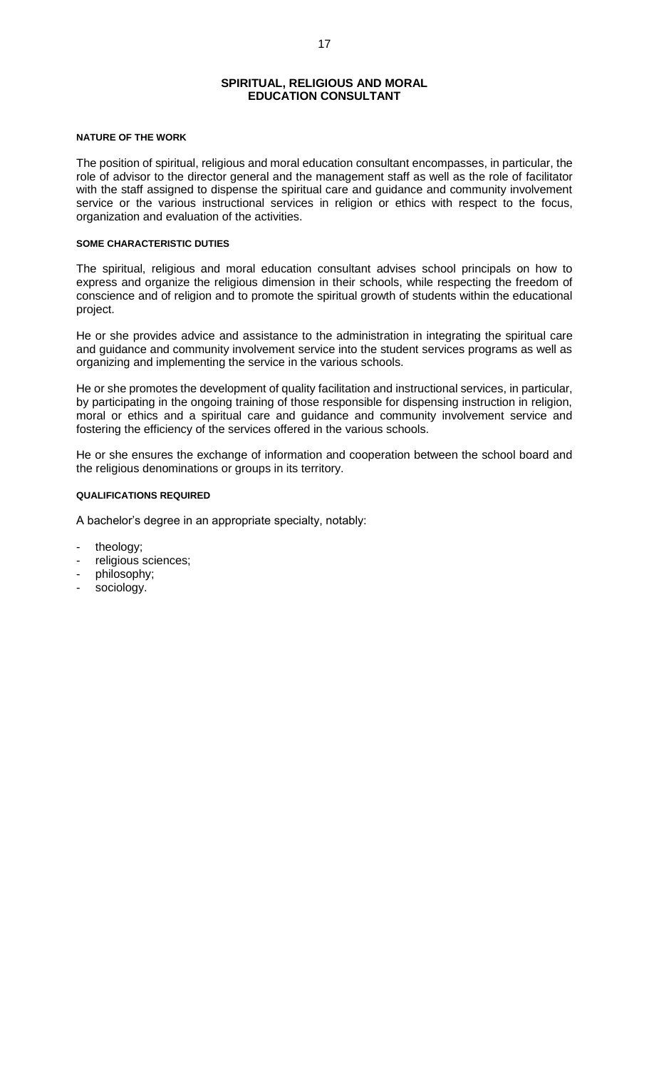## SPIRITUAL, RELIGIOUS AND MORAL EDUCATION CONSULTANT

#### NATURE OF THE WORK

The position of spiritual, religious and moral education consultant encompasses, in particular, the role of advisor to the director general and the management staff as well as the role of facilitator with the staff assigned to dispense the spiritual care and guidance and community involvement service or the various instructional services in religion or ethics with respect to the focus, organization and evaluation of the activities.

#### SOME CHARACTERISTIC DUTIES

The spiritual, religious and moral education consultant advises school principals on how to express and organize the religious dimension in their schools, while respecting the freedom of conscience and of religion and to promote the spiritual growth of students within the educational project.

He or she provides advice and assistance to the administration in integrating the spiritual care and guidance and community involvement service into the student services programs as well as organizing and implementing the service in the various schools.

He or she promotes the development of quality facilitation and instructional services, in particular, by participating in the ongoing training of those responsible for dispensing instruction in religion, moral or ethics and a spiritual care and guidance and community involvement service and fostering the efficiency of the services offered in the various schools.

He or she ensures the exchange of information and cooperation between the school board and the religious denominations or groups in its territory.

#### QUALIFICATIONS REQUIRED

A bachelor's degree in an appropriate specialty, notably:

- theology;
- religious sciences;
- philosophy;
- sociology.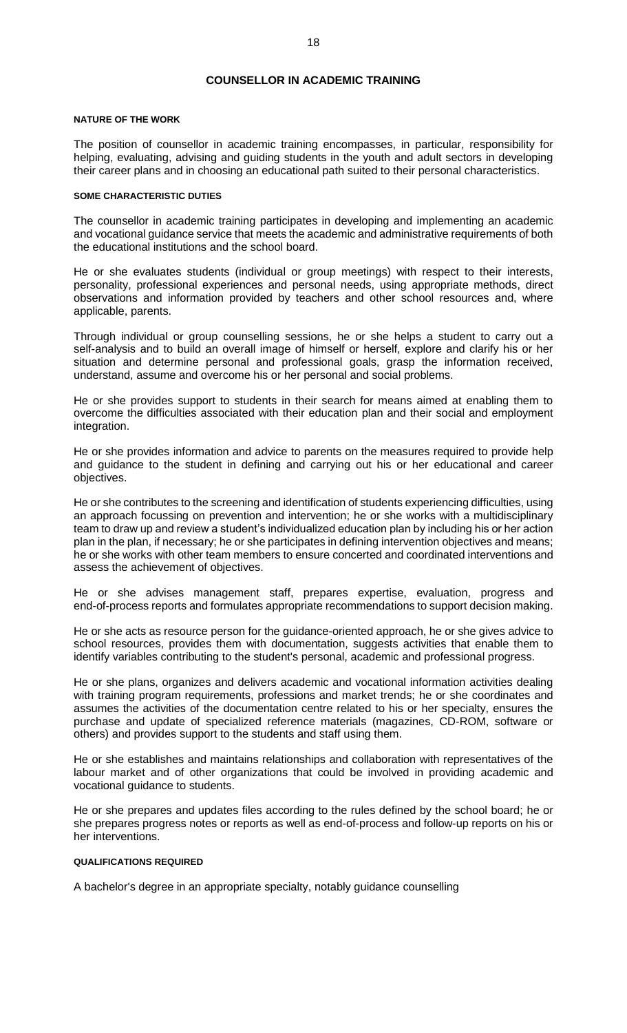# COUNSELLOR IN ACADEMIC TRAINING

## NATURE OF THE WORK

The position of counsellor in academic training encompasses, in particular, responsibility for helping, evaluating, advising and guiding students in the youth and adult sectors in developing their career plans and in choosing an educational path suited to their personal characteristics.

## SOME CHARACTERISTIC DUTIES

The counsellor in academic training participates in developing and implementing an academic and vocational guidance service that meets the academic and administrative requirements of both the educational institutions and the school board.

He or she evaluates students (individual or group meetings) with respect to their interests, personality, professional experiences and personal needs, using appropriate methods, direct observations and information provided by teachers and other school resources and, where applicable, parents.

Through individual or group counselling sessions, he or she helps a student to carry out a self-analysis and to build an overall image of himself or herself, explore and clarify his or her situation and determine personal and professional goals, grasp the information received, understand, assume and overcome his or her personal and social problems.

He or she provides support to students in their search for means aimed at enabling them to overcome the difficulties associated with their education plan and their social and employment integration.

He or she provides information and advice to parents on the measures required to provide help and guidance to the student in defining and carrying out his or her educational and career objectives.

He or she contributes to the screening and identification of students experiencing difficulties, using an approach focussing on prevention and intervention; he or she works with a multidisciplinary team to draw up and review a student's individualized education plan by including his or her action plan in the plan, if necessary; he or she participates in defining intervention objectives and means; he or she works with other team members to ensure concerted and coordinated interventions and assess the achievement of objectives.

He or she advises management staff, prepares expertise, evaluation, progress and end-of-process reports and formulates appropriate recommendations to support decision making.

He or she acts as resource person for the guidance-oriented approach, he or she gives advice to school resources, provides them with documentation, suggests activities that enable them to identify variables contributing to the student's personal, academic and professional progress.

He or she plans, organizes and delivers academic and vocational information activities dealing with training program requirements, professions and market trends; he or she coordinates and assumes the activities of the documentation centre related to his or her specialty, ensures the purchase and update of specialized reference materials (magazines, CD-ROM, software or others) and provides support to the students and staff using them.

He or she establishes and maintains relationships and collaboration with representatives of the labour market and of other organizations that could be involved in providing academic and vocational guidance to students.

He or she prepares and updates files according to the rules defined by the school board; he or she prepares progress notes or reports as well as end-of-process and follow-up reports on his or her interventions.

## QUALIFICATIONS REQUIRED

A bachelor's degree in an appropriate specialty, notably guidance counselling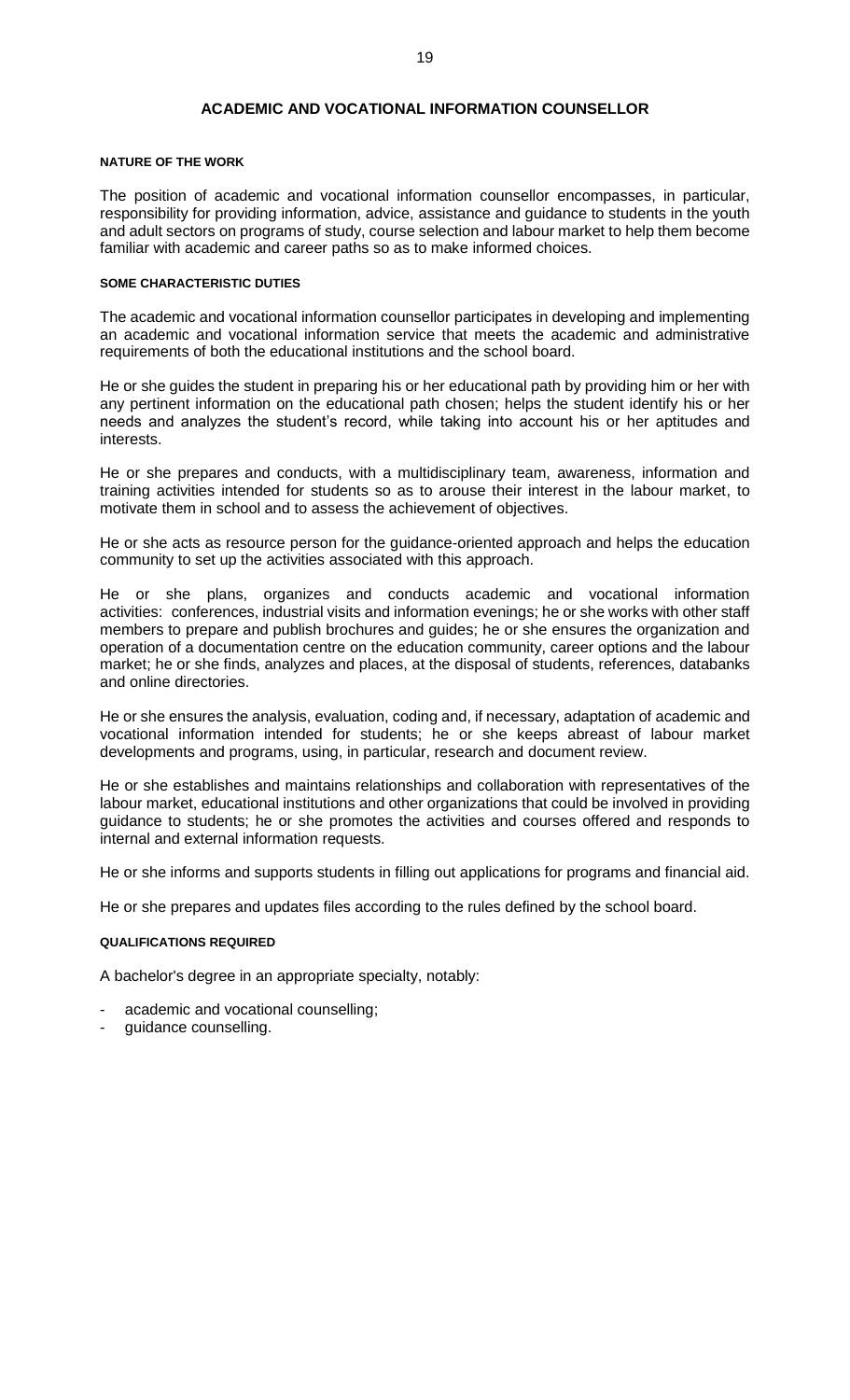# ACADEMIC AND VOCATIONAL INFORMATION COUNSELLOR

## NATURE OF THE WORK

The position of academic and vocational information counsellor encompasses, in particular, responsibility for providing information, advice, assistance and guidance to students in the youth and adult sectors on programs of study, course selection and labour market to help them become familiar with academic and career paths so as to make informed choices.

## SOME CHARACTERISTIC DUTIES

The academic and vocational information counsellor participates in developing and implementing an academic and vocational information service that meets the academic and administrative requirements of both the educational institutions and the school board.

He or she guides the student in preparing his or her educational path by providing him or her with any pertinent information on the educational path chosen; helps the student identify his or her needs and analyzes the student's record, while taking into account his or her aptitudes and interests.

He or she prepares and conducts, with a multidisciplinary team, awareness, information and training activities intended for students so as to arouse their interest in the labour market, to motivate them in school and to assess the achievement of objectives.

He or she acts as resource person for the guidance-oriented approach and helps the education community to set up the activities associated with this approach.

He or she plans, organizes and conducts academic and vocational information activities: conferences, industrial visits and information evenings; he or she works with other staff members to prepare and publish brochures and guides; he or she ensures the organization and operation of a documentation centre on the education community, career options and the labour market; he or she finds, analyzes and places, at the disposal of students, references, databanks and online directories.

He or she ensures the analysis, evaluation, coding and, if necessary, adaptation of academic and vocational information intended for students; he or she keeps abreast of labour market developments and programs, using, in particular, research and document review.

He or she establishes and maintains relationships and collaboration with representatives of the labour market, educational institutions and other organizations that could be involved in providing guidance to students; he or she promotes the activities and courses offered and responds to internal and external information requests.

He or she informs and supports students in filling out applications for programs and financial aid.

He or she prepares and updates files according to the rules defined by the school board.

## QUALIFICATIONS REQUIRED

A bachelor's degree in an appropriate specialty, notably:

- academic and vocational counselling;
- guidance counselling.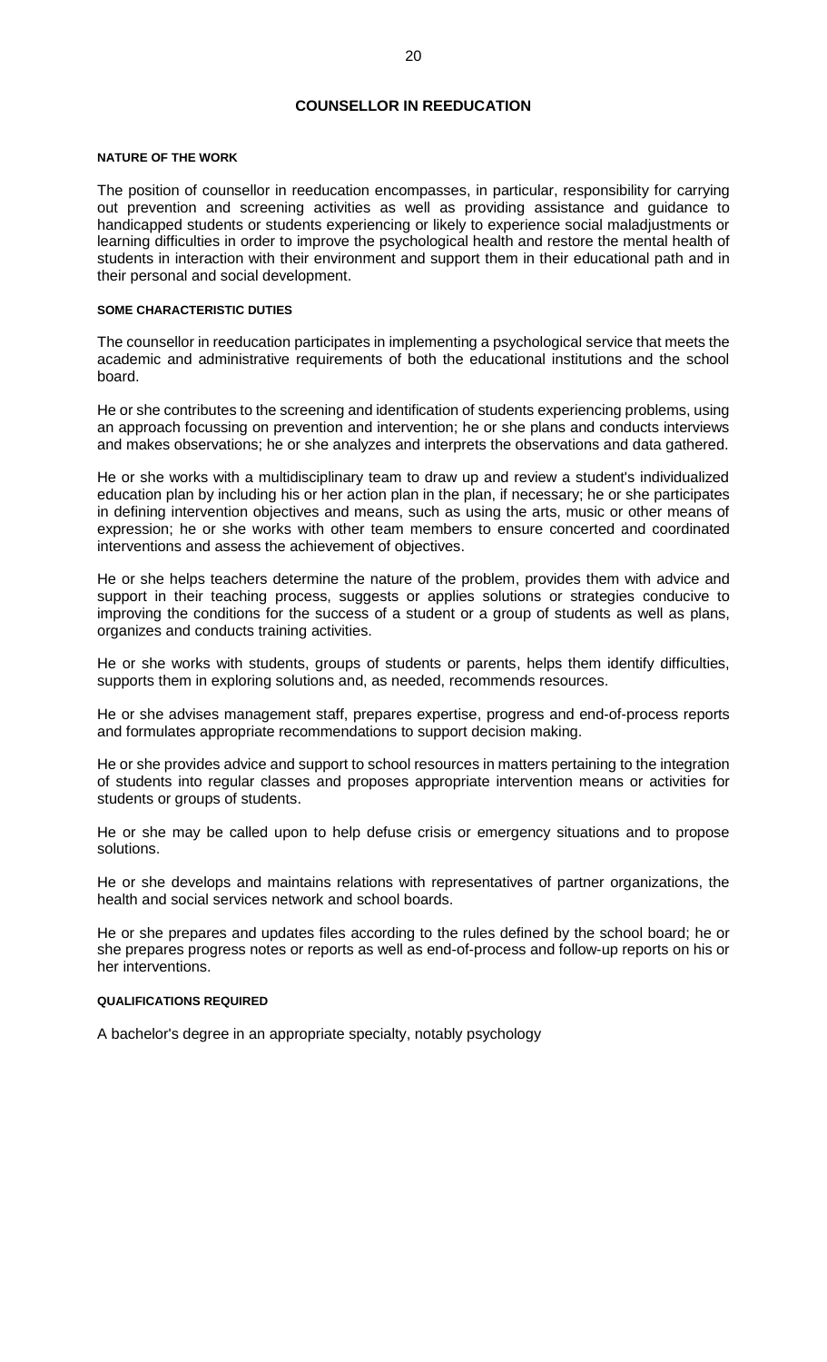# COUNSELLOR IN REEDUCATION

#### NATURE OF THE WORK

The position of counsellor in reeducation encompasses, in particular, responsibility for carrying out prevention and screening activities as well as providing assistance and guidance to handicapped students or students experiencing or likely to experience social maladjustments or learning difficulties in order to improve the psychological health and restore the mental health of students in interaction with their environment and support them in their educational path and in their personal and social development.

#### SOME CHARACTERISTIC DUTIES

The counsellor in reeducation participates in implementing a psychological service that meets the academic and administrative requirements of both the educational institutions and the school board.

He or she contributes to the screening and identification of students experiencing problems, using an approach focussing on prevention and intervention; he or she plans and conducts interviews and makes observations; he or she analyzes and interprets the observations and data gathered.

He or she works with a multidisciplinary team to draw up and review a student's individualized education plan by including his or her action plan in the plan, if necessary; he or she participates in defining intervention objectives and means, such as using the arts, music or other means of expression; he or she works with other team members to ensure concerted and coordinated interventions and assess the achievement of objectives.

He or she helps teachers determine the nature of the problem, provides them with advice and support in their teaching process, suggests or applies solutions or strategies conducive to improving the conditions for the success of a student or a group of students as well as plans, organizes and conducts training activities.

He or she works with students, groups of students or parents, helps them identify difficulties, supports them in exploring solutions and, as needed, recommends resources.

He or she advises management staff, prepares expertise, progress and end-of-process reports and formulates appropriate recommendations to support decision making.

He or she provides advice and support to school resources in matters pertaining to the integration of students into regular classes and proposes appropriate intervention means or activities for students or groups of students.

He or she may be called upon to help defuse crisis or emergency situations and to propose solutions.

He or she develops and maintains relations with representatives of partner organizations, the health and social services network and school boards.

He or she prepares and updates files according to the rules defined by the school board; he or she prepares progress notes or reports as well as end-of-process and follow-up reports on his or her interventions.

#### QUALIFICATIONS REQUIRED

A bachelor's degree in an appropriate specialty, notably psychology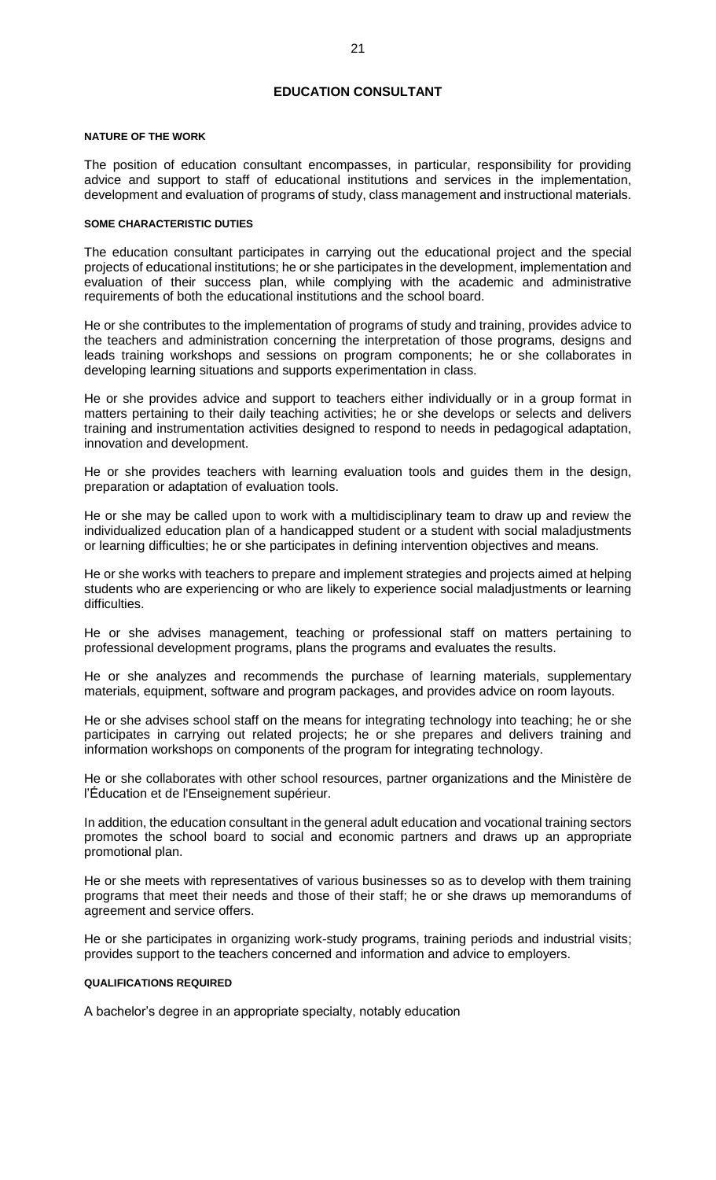## EDUCATION CONSULTANT

#### NATURE OF THE WORK

The position of education consultant encompasses, in particular, responsibility for providing advice and support to staff of educational institutions and services in the implementation, development and evaluation of programs of study, class management and instructional materials.

#### SOME CHARACTERISTIC DUTIES

The education consultant participates in carrying out the educational project and the special projects of educational institutions; he or she participates in the development, implementation and evaluation of their success plan, while complying with the academic and administrative requirements of both the educational institutions and the school board.

He or she contributes to the implementation of programs of study and training, provides advice to the teachers and administration concerning the interpretation of those programs, designs and leads training workshops and sessions on program components; he or she collaborates in developing learning situations and supports experimentation in class.

He or she provides advice and support to teachers either individually or in a group format in matters pertaining to their daily teaching activities; he or she develops or selects and delivers training and instrumentation activities designed to respond to needs in pedagogical adaptation, innovation and development.

He or she provides teachers with learning evaluation tools and guides them in the design, preparation or adaptation of evaluation tools.

He or she may be called upon to work with a multidisciplinary team to draw up and review the individualized education plan of a handicapped student or a student with social maladjustments or learning difficulties; he or she participates in defining intervention objectives and means.

He or she works with teachers to prepare and implement strategies and projects aimed at helping students who are experiencing or who are likely to experience social maladjustments or learning difficulties.

He or she advises management, teaching or professional staff on matters pertaining to professional development programs, plans the programs and evaluates the results.

He or she analyzes and recommends the purchase of learning materials, supplementary materials, equipment, software and program packages, and provides advice on room layouts.

He or she advises school staff on the means for integrating technology into teaching; he or she participates in carrying out related projects; he or she prepares and delivers training and information workshops on components of the program for integrating technology.

He or she collaborates with other school resources, partner organizations and the Ministère de l'Éducation et de l'Enseignement supérieur.

In addition, the education consultant in the general adult education and vocational training sectors promotes the school board to social and economic partners and draws up an appropriate promotional plan.

He or she meets with representatives of various businesses so as to develop with them training programs that meet their needs and those of their staff; he or she draws up memorandums of agreement and service offers.

He or she participates in organizing work-study programs, training periods and industrial visits; provides support to the teachers concerned and information and advice to employers.

#### QUALIFICATIONS REQUIRED

A bachelor's degree in an appropriate specialty, notably education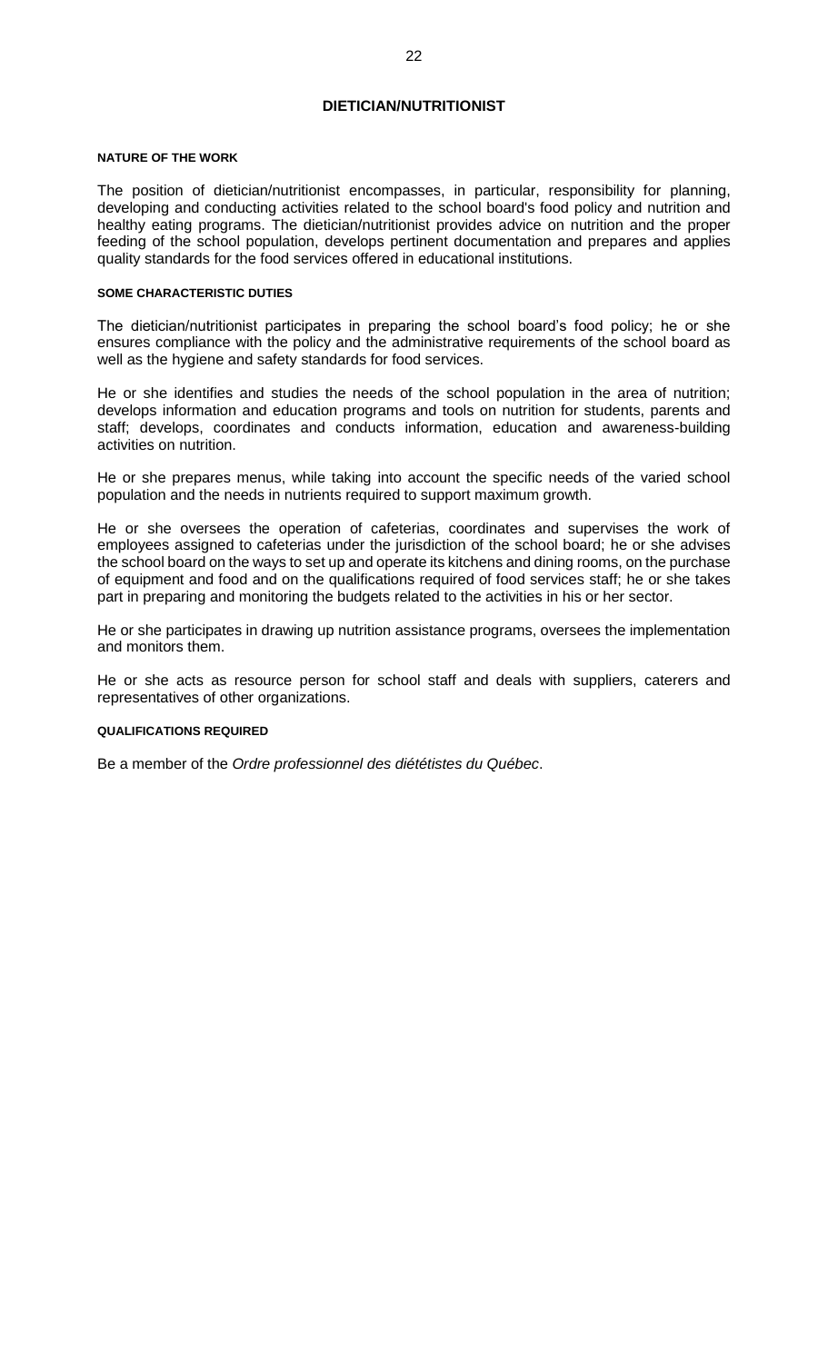## DIETICIAN/NUTRITIONIST

#### NATURE OF THE WORK

The position of dietician/nutritionist encompasses, in particular, responsibility for planning, developing and conducting activities related to the school board's food policy and nutrition and healthy eating programs. The dietician/nutritionist provides advice on nutrition and the proper feeding of the school population, develops pertinent documentation and prepares and applies quality standards for the food services offered in educational institutions.

#### SOME CHARACTERISTIC DUTIES

The dietician/nutritionist participates in preparing the school board's food policy; he or she ensures compliance with the policy and the administrative requirements of the school board as well as the hygiene and safety standards for food services.

He or she identifies and studies the needs of the school population in the area of nutrition; develops information and education programs and tools on nutrition for students, parents and staff; develops, coordinates and conducts information, education and awareness-building activities on nutrition.

He or she prepares menus, while taking into account the specific needs of the varied school population and the needs in nutrients required to support maximum growth.

He or she oversees the operation of cafeterias, coordinates and supervises the work of employees assigned to cafeterias under the jurisdiction of the school board; he or she advises the school board on the ways to set up and operate its kitchens and dining rooms, on the purchase of equipment and food and on the qualifications required of food services staff; he or she takes part in preparing and monitoring the budgets related to the activities in his or her sector.

He or she participates in drawing up nutrition assistance programs, oversees the implementation and monitors them.

He or she acts as resource person for school staff and deals with suppliers, caterers and representatives of other organizations.

#### QUALIFICATIONS REQUIRED

Be a member of the *Ordre professionnel des diététistes du Québec*.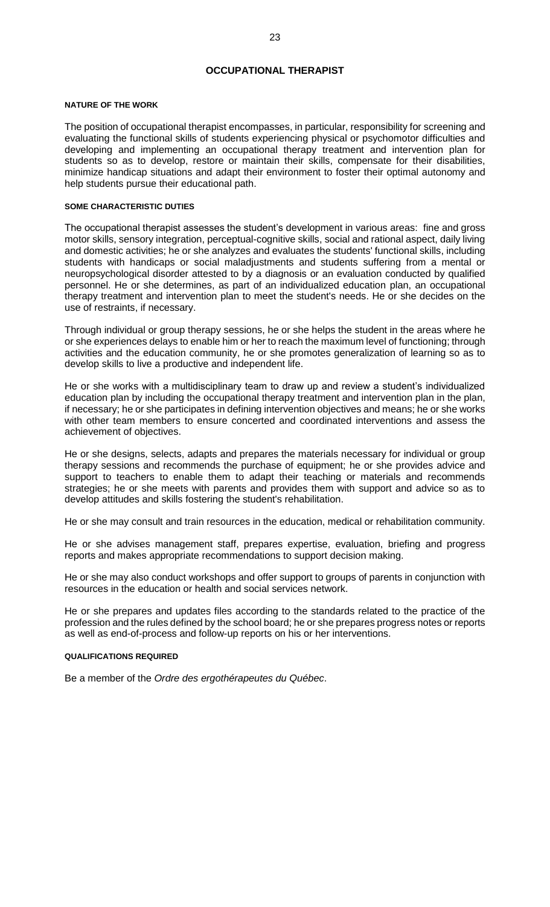# OCCUPATIONAL THERAPIST

#### NATURE OF THE WORK

The position of occupational therapist encompasses, in particular, responsibility for screening and evaluating the functional skills of students experiencing physical or psychomotor difficulties and developing and implementing an occupational therapy treatment and intervention plan for students so as to develop, restore or maintain their skills, compensate for their disabilities, minimize handicap situations and adapt their environment to foster their optimal autonomy and help students pursue their educational path.

#### SOME CHARACTERISTIC DUTIES

The occupational therapist assesses the student's development in various areas: fine and gross motor skills, sensory integration, perceptual-cognitive skills, social and rational aspect, daily living and domestic activities; he or she analyzes and evaluates the students' functional skills, including students with handicaps or social maladjustments and students suffering from a mental or neuropsychological disorder attested to by a diagnosis or an evaluation conducted by qualified personnel. He or she determines, as part of an individualized education plan, an occupational therapy treatment and intervention plan to meet the student's needs. He or she decides on the use of restraints, if necessary.

Through individual or group therapy sessions, he or she helps the student in the areas where he or she experiences delays to enable him or her to reach the maximum level of functioning; through activities and the education community, he or she promotes generalization of learning so as to develop skills to live a productive and independent life.

He or she works with a multidisciplinary team to draw up and review a student's individualized education plan by including the occupational therapy treatment and intervention plan in the plan, if necessary; he or she participates in defining intervention objectives and means; he or she works with other team members to ensure concerted and coordinated interventions and assess the achievement of objectives.

He or she designs, selects, adapts and prepares the materials necessary for individual or group therapy sessions and recommends the purchase of equipment; he or she provides advice and support to teachers to enable them to adapt their teaching or materials and recommends strategies; he or she meets with parents and provides them with support and advice so as to develop attitudes and skills fostering the student's rehabilitation.

He or she may consult and train resources in the education, medical or rehabilitation community.

He or she advises management staff, prepares expertise, evaluation, briefing and progress reports and makes appropriate recommendations to support decision making.

He or she may also conduct workshops and offer support to groups of parents in conjunction with resources in the education or health and social services network.

He or she prepares and updates files according to the standards related to the practice of the profession and the rules defined by the school board; he or she prepares progress notes or reports as well as end-of-process and follow-up reports on his or her interventions.

#### QUALIFICATIONS REQUIRED

Be a member of the *Ordre des ergothérapeutes du Québec*.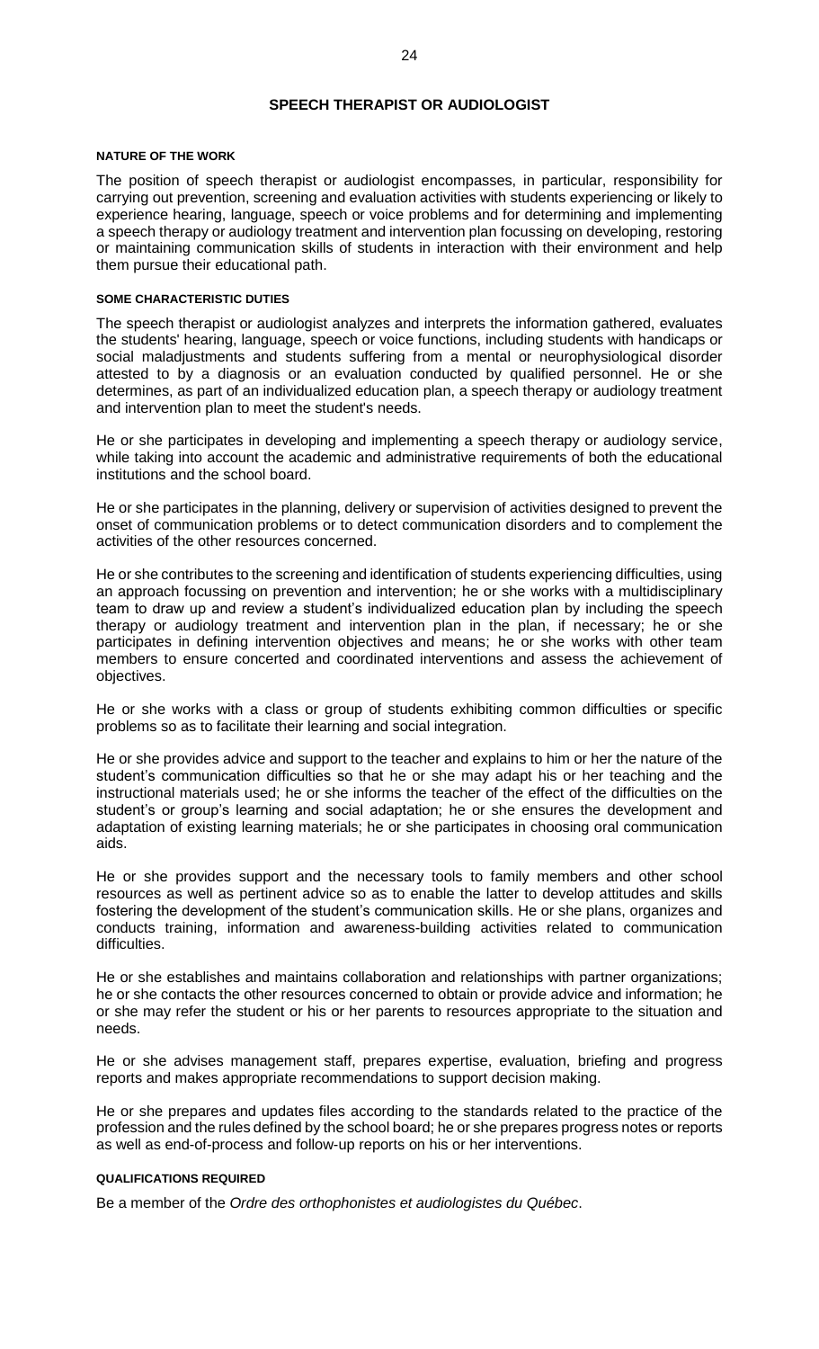# SPEECH THERAPIST OR AUDIOLOGIST

### NATURE OF THE WORK

The position of speech therapist or audiologist encompasses, in particular, responsibility for carrying out prevention, screening and evaluation activities with students experiencing or likely to experience hearing, language, speech or voice problems and for determining and implementing a speech therapy or audiology treatment and intervention plan focussing on developing, restoring or maintaining communication skills of students in interaction with their environment and help them pursue their educational path.

### SOME CHARACTERISTIC DUTIES

The speech therapist or audiologist analyzes and interprets the information gathered, evaluates the students' hearing, language, speech or voice functions, including students with handicaps or social maladjustments and students suffering from a mental or neurophysiological disorder attested to by a diagnosis or an evaluation conducted by qualified personnel. He or she determines, as part of an individualized education plan, a speech therapy or audiology treatment and intervention plan to meet the student's needs.

He or she participates in developing and implementing a speech therapy or audiology service, while taking into account the academic and administrative requirements of both the educational institutions and the school board.

He or she participates in the planning, delivery or supervision of activities designed to prevent the onset of communication problems or to detect communication disorders and to complement the activities of the other resources concerned.

He or she contributes to the screening and identification of students experiencing difficulties, using an approach focussing on prevention and intervention; he or she works with a multidisciplinary team to draw up and review a student's individualized education plan by including the speech therapy or audiology treatment and intervention plan in the plan, if necessary; he or she participates in defining intervention objectives and means; he or she works with other team members to ensure concerted and coordinated interventions and assess the achievement of objectives.

He or she works with a class or group of students exhibiting common difficulties or specific problems so as to facilitate their learning and social integration.

He or she provides advice and support to the teacher and explains to him or her the nature of the student's communication difficulties so that he or she may adapt his or her teaching and the instructional materials used; he or she informs the teacher of the effect of the difficulties on the student's or group's learning and social adaptation; he or she ensures the development and adaptation of existing learning materials; he or she participates in choosing oral communication aids.

He or she provides support and the necessary tools to family members and other school resources as well as pertinent advice so as to enable the latter to develop attitudes and skills fostering the development of the student's communication skills. He or she plans, organizes and conducts training, information and awareness-building activities related to communication difficulties.

He or she establishes and maintains collaboration and relationships with partner organizations; he or she contacts the other resources concerned to obtain or provide advice and information; he or she may refer the student or his or her parents to resources appropriate to the situation and needs.

He or she advises management staff, prepares expertise, evaluation, briefing and progress reports and makes appropriate recommendations to support decision making.

He or she prepares and updates files according to the standards related to the practice of the profession and the rules defined by the school board; he or she prepares progress notes or reports as well as end-of-process and follow-up reports on his or her interventions.

### QUALIFICATIONS REQUIRED

Be a member of the *Ordre des orthophonistes et audiologistes du Québec*.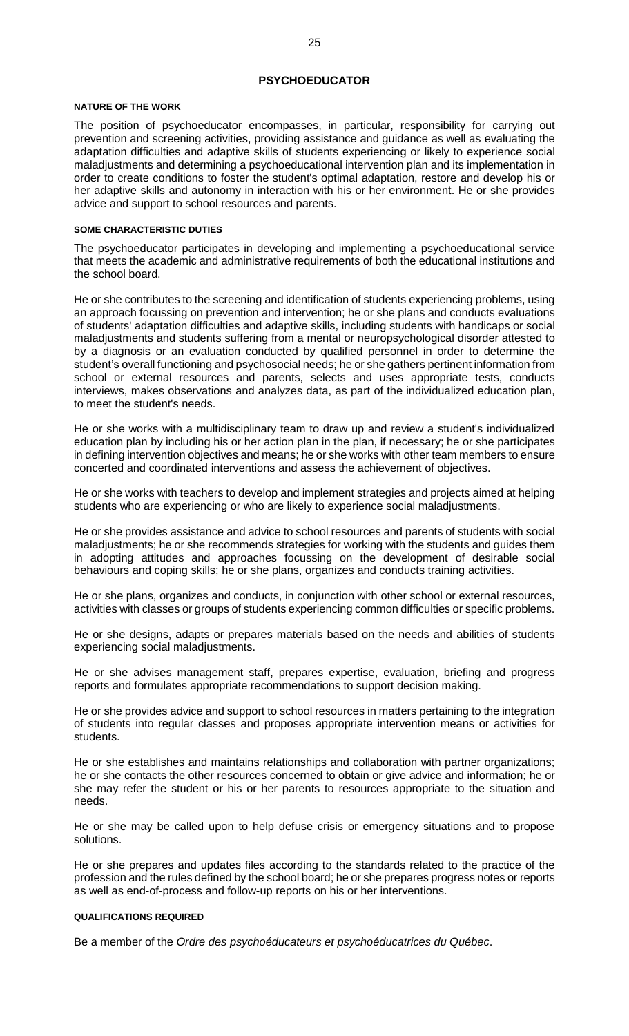## PSYCHOEDUCATOR

#### NATURE OF THE WORK

The position of psychoeducator encompasses, in particular, responsibility for carrying out prevention and screening activities, providing assistance and guidance as well as evaluating the adaptation difficulties and adaptive skills of students experiencing or likely to experience social maladjustments and determining a psychoeducational intervention plan and its implementation in order to create conditions to foster the student's optimal adaptation, restore and develop his or her adaptive skills and autonomy in interaction with his or her environment. He or she provides advice and support to school resources and parents.

#### SOME CHARACTERISTIC DUTIES

The psychoeducator participates in developing and implementing a psychoeducational service that meets the academic and administrative requirements of both the educational institutions and the school board.

He or she contributes to the screening and identification of students experiencing problems, using an approach focussing on prevention and intervention; he or she plans and conducts evaluations of students' adaptation difficulties and adaptive skills, including students with handicaps or social maladjustments and students suffering from a mental or neuropsychological disorder attested to by a diagnosis or an evaluation conducted by qualified personnel in order to determine the student's overall functioning and psychosocial needs; he or she gathers pertinent information from school or external resources and parents, selects and uses appropriate tests, conducts interviews, makes observations and analyzes data, as part of the individualized education plan, to meet the student's needs.

He or she works with a multidisciplinary team to draw up and review a student's individualized education plan by including his or her action plan in the plan, if necessary; he or she participates in defining intervention objectives and means; he or she works with other team members to ensure concerted and coordinated interventions and assess the achievement of objectives.

He or she works with teachers to develop and implement strategies and projects aimed at helping students who are experiencing or who are likely to experience social maladjustments.

He or she provides assistance and advice to school resources and parents of students with social maladjustments; he or she recommends strategies for working with the students and guides them in adopting attitudes and approaches focussing on the development of desirable social behaviours and coping skills; he or she plans, organizes and conducts training activities.

He or she plans, organizes and conducts, in conjunction with other school or external resources, activities with classes or groups of students experiencing common difficulties or specific problems.

He or she designs, adapts or prepares materials based on the needs and abilities of students experiencing social maladjustments.

He or she advises management staff, prepares expertise, evaluation, briefing and progress reports and formulates appropriate recommendations to support decision making.

He or she provides advice and support to school resources in matters pertaining to the integration of students into regular classes and proposes appropriate intervention means or activities for students.

He or she establishes and maintains relationships and collaboration with partner organizations; he or she contacts the other resources concerned to obtain or give advice and information; he or she may refer the student or his or her parents to resources appropriate to the situation and needs.

He or she may be called upon to help defuse crisis or emergency situations and to propose solutions.

He or she prepares and updates files according to the standards related to the practice of the profession and the rules defined by the school board; he or she prepares progress notes or reports as well as end-of-process and follow-up reports on his or her interventions.

#### QUALIFICATIONS REQUIRED

Be a member of the *Ordre des psychoéducateurs et psychoéducatrices du Québec*.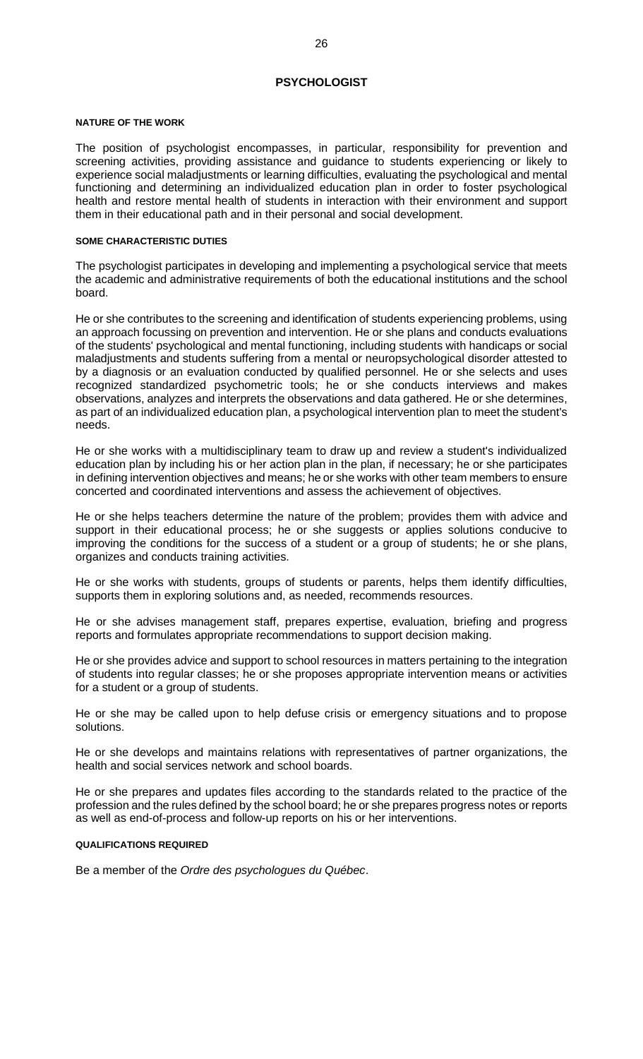# PSYCHOLOGIST

#### NATURE OF THE WORK

The position of psychologist encompasses, in particular, responsibility for prevention and screening activities, providing assistance and guidance to students experiencing or likely to experience social maladjustments or learning difficulties, evaluating the psychological and mental functioning and determining an individualized education plan in order to foster psychological health and restore mental health of students in interaction with their environment and support them in their educational path and in their personal and social development.

#### SOME CHARACTERISTIC DUTIES

The psychologist participates in developing and implementing a psychological service that meets the academic and administrative requirements of both the educational institutions and the school board.

He or she contributes to the screening and identification of students experiencing problems, using an approach focussing on prevention and intervention. He or she plans and conducts evaluations of the students' psychological and mental functioning, including students with handicaps or social maladjustments and students suffering from a mental or neuropsychological disorder attested to by a diagnosis or an evaluation conducted by qualified personnel. He or she selects and uses recognized standardized psychometric tools; he or she conducts interviews and makes observations, analyzes and interprets the observations and data gathered. He or she determines, as part of an individualized education plan, a psychological intervention plan to meet the student's needs.

He or she works with a multidisciplinary team to draw up and review a student's individualized education plan by including his or her action plan in the plan, if necessary; he or she participates in defining intervention objectives and means; he or she works with other team members to ensure concerted and coordinated interventions and assess the achievement of objectives.

He or she helps teachers determine the nature of the problem; provides them with advice and support in their educational process; he or she suggests or applies solutions conducive to improving the conditions for the success of a student or a group of students; he or she plans, organizes and conducts training activities.

He or she works with students, groups of students or parents, helps them identify difficulties, supports them in exploring solutions and, as needed, recommends resources.

He or she advises management staff, prepares expertise, evaluation, briefing and progress reports and formulates appropriate recommendations to support decision making.

He or she provides advice and support to school resources in matters pertaining to the integration of students into regular classes; he or she proposes appropriate intervention means or activities for a student or a group of students.

He or she may be called upon to help defuse crisis or emergency situations and to propose solutions.

He or she develops and maintains relations with representatives of partner organizations, the health and social services network and school boards.

He or she prepares and updates files according to the standards related to the practice of the profession and the rules defined by the school board; he or she prepares progress notes or reports as well as end-of-process and follow-up reports on his or her interventions.

#### QUALIFICATIONS REQUIRED

Be a member of the *Ordre des psychologues du Québec*.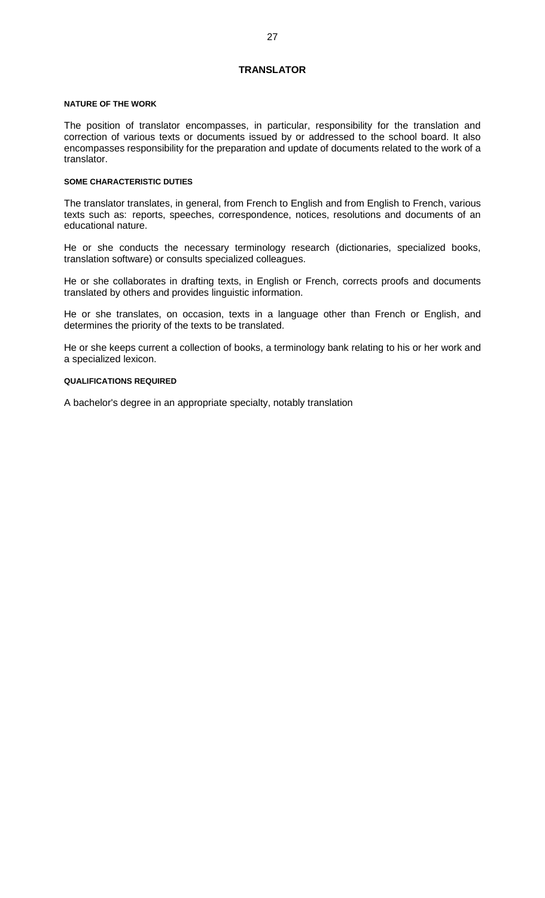# TRANSLATOR

#### NATURE OF THE WORK

The position of translator encompasses, in particular, responsibility for the translation and correction of various texts or documents issued by or addressed to the school board. It also encompasses responsibility for the preparation and update of documents related to the work of a translator.

#### SOME CHARACTERISTIC DUTIES

The translator translates, in general, from French to English and from English to French, various texts such as: reports, speeches, correspondence, notices, resolutions and documents of an educational nature.

He or she conducts the necessary terminology research (dictionaries, specialized books, translation software) or consults specialized colleagues.

He or she collaborates in drafting texts, in English or French, corrects proofs and documents translated by others and provides linguistic information.

He or she translates, on occasion, texts in a language other than French or English, and determines the priority of the texts to be translated.

He or she keeps current a collection of books, a terminology bank relating to his or her work and a specialized lexicon.

#### QUALIFICATIONS REQUIRED

A bachelor's degree in an appropriate specialty, notably translation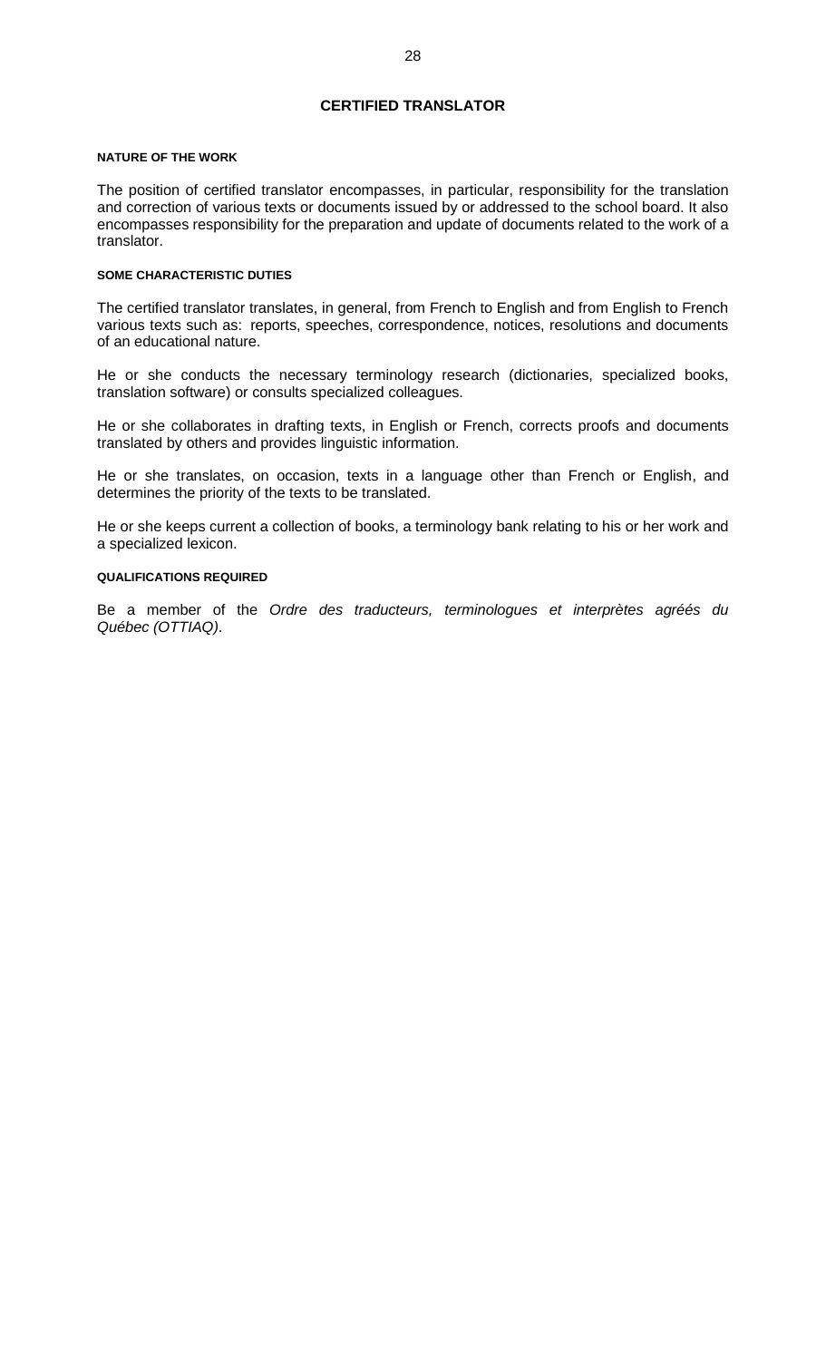# CERTIFIED TRANSLATOR

#### NATURE OF THE WORK

The position of certified translator encompasses, in particular, responsibility for the translation and correction of various texts or documents issued by or addressed to the school board. It also encompasses responsibility for the preparation and update of documents related to the work of a translator.

#### SOME CHARACTERISTIC DUTIES

The certified translator translates, in general, from French to English and from English to French various texts such as: reports, speeches, correspondence, notices, resolutions and documents of an educational nature.

He or she conducts the necessary terminology research (dictionaries, specialized books, translation software) or consults specialized colleagues.

He or she collaborates in drafting texts, in English or French, corrects proofs and documents translated by others and provides linguistic information.

He or she translates, on occasion, texts in a language other than French or English, and determines the priority of the texts to be translated.

He or she keeps current a collection of books, a terminology bank relating to his or her work and a specialized lexicon.

#### QUALIFICATIONS REQUIRED

Be a member of the *Ordre des traducteurs, terminologues et interprètes agréés du Québec (OTTIAQ)*.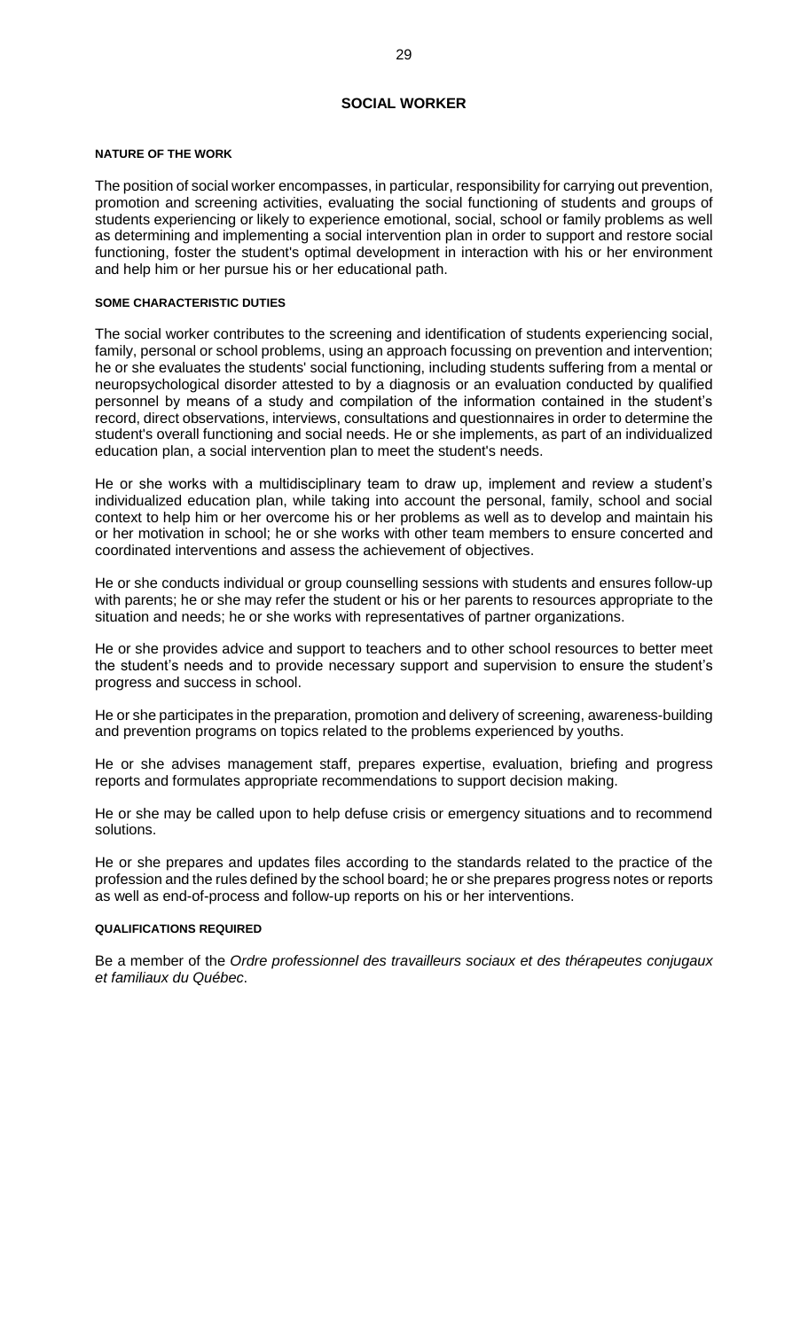## SOCIAL WORKER

#### NATURE OF THE WORK

The position of social worker encompasses, in particular, responsibility for carrying out prevention, promotion and screening activities, evaluating the social functioning of students and groups of students experiencing or likely to experience emotional, social, school or family problems as well as determining and implementing a social intervention plan in order to support and restore social functioning, foster the student's optimal development in interaction with his or her environment and help him or her pursue his or her educational path.

#### SOME CHARACTERISTIC DUTIES

The social worker contributes to the screening and identification of students experiencing social, family, personal or school problems, using an approach focussing on prevention and intervention; he or she evaluates the students' social functioning, including students suffering from a mental or neuropsychological disorder attested to by a diagnosis or an evaluation conducted by qualified personnel by means of a study and compilation of the information contained in the student's record, direct observations, interviews, consultations and questionnaires in order to determine the student's overall functioning and social needs. He or she implements, as part of an individualized education plan, a social intervention plan to meet the student's needs.

He or she works with a multidisciplinary team to draw up, implement and review a student's individualized education plan, while taking into account the personal, family, school and social context to help him or her overcome his or her problems as well as to develop and maintain his or her motivation in school; he or she works with other team members to ensure concerted and coordinated interventions and assess the achievement of objectives.

He or she conducts individual or group counselling sessions with students and ensures follow-up with parents; he or she may refer the student or his or her parents to resources appropriate to the situation and needs; he or she works with representatives of partner organizations.

He or she provides advice and support to teachers and to other school resources to better meet the student's needs and to provide necessary support and supervision to ensure the student's progress and success in school.

He or she participates in the preparation, promotion and delivery of screening, awareness-building and prevention programs on topics related to the problems experienced by youths.

He or she advises management staff, prepares expertise, evaluation, briefing and progress reports and formulates appropriate recommendations to support decision making.

He or she may be called upon to help defuse crisis or emergency situations and to recommend solutions.

He or she prepares and updates files according to the standards related to the practice of the profession and the rules defined by the school board; he or she prepares progress notes or reports as well as end-of-process and follow-up reports on his or her interventions.

#### QUALIFICATIONS REQUIRED

Be a member of the *Ordre professionnel des travailleurs sociaux et des thérapeutes conjugaux et familiaux du Québec*.